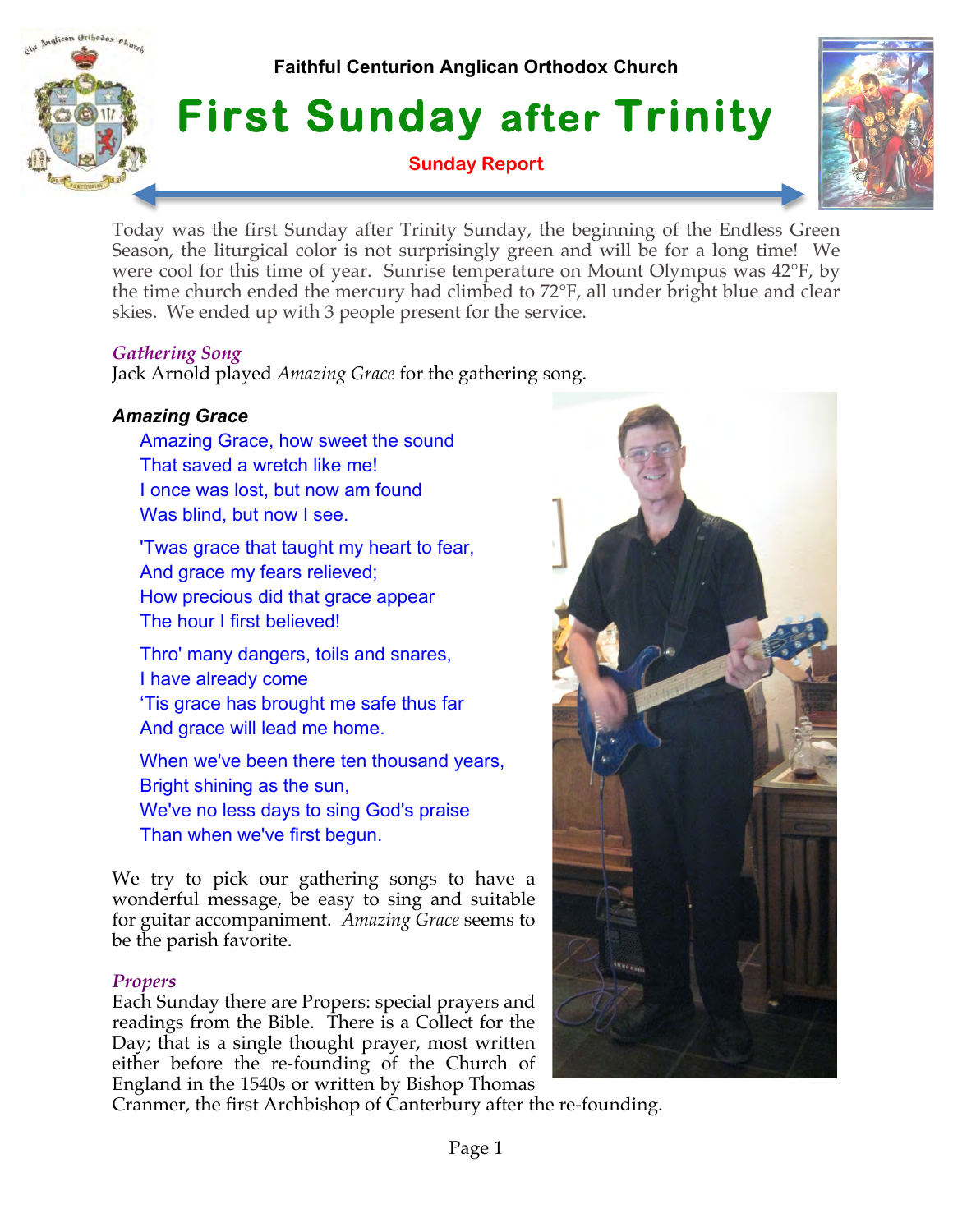Faithful Centurion Anglican Orthodox Church

# First Sunday after Trinity

**Sunday Report**

Today was the first Sunday after Trinity Sunday, the beginning of the Endless Green Season, the liturgical color is not surprisingly green and will be for a long time! We were cool for this time of year. Sunrise temperature on Mount Olympus was 42°F, by the time church ended the mercury had climbed to 72°F, all under bright blue and clear skies. We ended up with 3 people present for the service.

### *Gathering Song*

Jack Arnold played *Amazing Grace* for the gathering song.

***Amazing Grace***

Amazing Grace, how sweet the sound
That saved a wretch like me!
I once was lost, but now am found
Was blind, but now I see.

'Twas grace that taught my heart to fear,
And grace my fears relieved;
How precious did that grace appear
The hour I first believed!

Thro' many dangers, toils and snares,
I have already come
'Tis grace has brought me safe thus far
And grace will lead me home.

When we've been there ten thousand years,
Bright shining as the sun,
We've no less days to sing God's praise
Than when we've first begun.

We try to pick our gathering songs to have a wonderful message, be easy to sing and suitable for guitar accompaniment. *Amazing Grace* seems to be the parish favorite.

### *Propers*

Each Sunday there are Propers: special prayers and readings from the Bible. There is a Collect for the Day; that is a single thought prayer, most written either before the re-founding of the Church of England in the 1540s or written by Bishop Thomas Cranmer, the first Archbishop of Canterbury after the re-founding.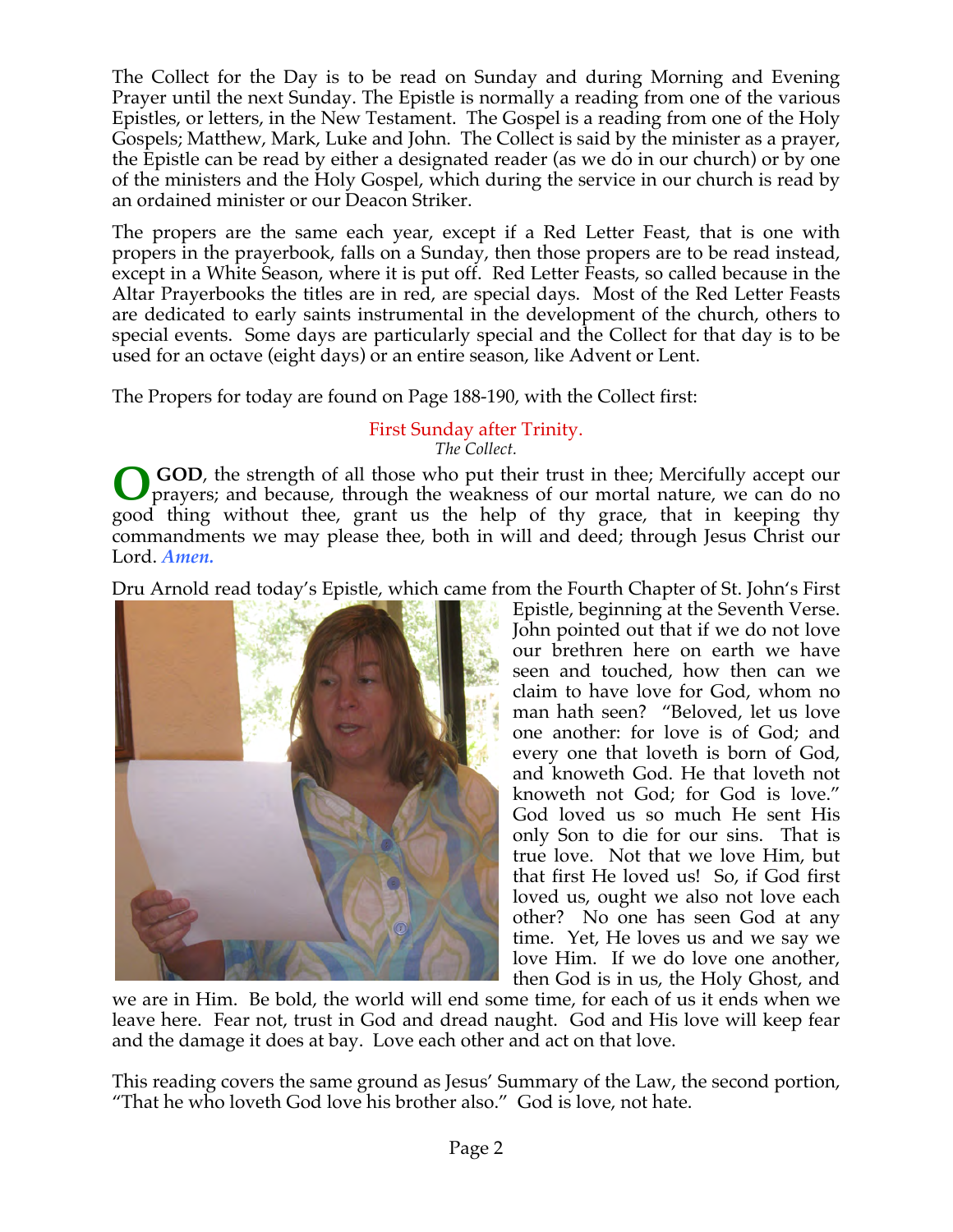The Collect for the Day is to be read on Sunday and during Morning and Evening Prayer until the next Sunday. The Epistle is normally a reading from one of the various Epistles, or letters, in the New Testament. The Gospel is a reading from one of the Holy Gospels; Matthew, Mark, Luke and John. The Collect is said by the minister as a prayer, the Epistle can be read by either a designated reader (as we do in our church) or by one of the ministers and the Holy Gospel, which during the service in our church is read by an ordained minister or our Deacon Striker.

The propers are the same each year, except if a Red Letter Feast, that is one with propers in the prayerbook, falls on a Sunday, then those propers are to be read instead, except in a White Season, where it is put off. Red Letter Feasts, so called because in the Altar Prayerbooks the titles are in red, are special days. Most of the Red Letter Feasts are dedicated to early saints instrumental in the development of the church, others to special events. Some days are particularly special and the Collect for that day is to be used for an octave (eight days) or an entire season, like Advent or Lent.

The Propers for today are found on Page 188-190, with the Collect first:

## First Sunday after Trinity.

*The Collect.*

O **GOD**, the strength of all those who put their trust in thee; Mercifully accept our prayers; and because, through the weakness of our mortal nature, we can do no good thing without thee, grant us the help of thy grace, that in keeping thy commandments we may please thee, both in will and deed; through Jesus Christ our Lord. ***Amen.***

Dru Arnold read today's Epistle, which came from the Fourth Chapter of St. John's First Epistle, beginning at the Seventh Verse. John pointed out that if we do not love our brethren here on earth we have seen and touched, how then can we claim to have love for God, whom no man hath seen? "Beloved, let us love one another: for love is of God; and every one that loveth is born of God, and knoweth God. He that loveth not knoweth not God; for God is love." God loved us so much He sent His only Son to die for our sins. That is true love. Not that we love Him, but that first He loved us! So, if God first loved us, ought we also not love each other? No one has seen God at any time. Yet, He loves us and we say we love Him. If we do love one another, then God is in us, the Holy Ghost, and we are in Him. Be bold, the world will end some time, for each of us it ends when we leave here. Fear not, trust in God and dread naught. God and His love will keep fear and the damage it does at bay. Love each other and act on that love.

This reading covers the same ground as Jesus' Summary of the Law, the second portion, "That he who loveth God love his brother also." God is love, not hate.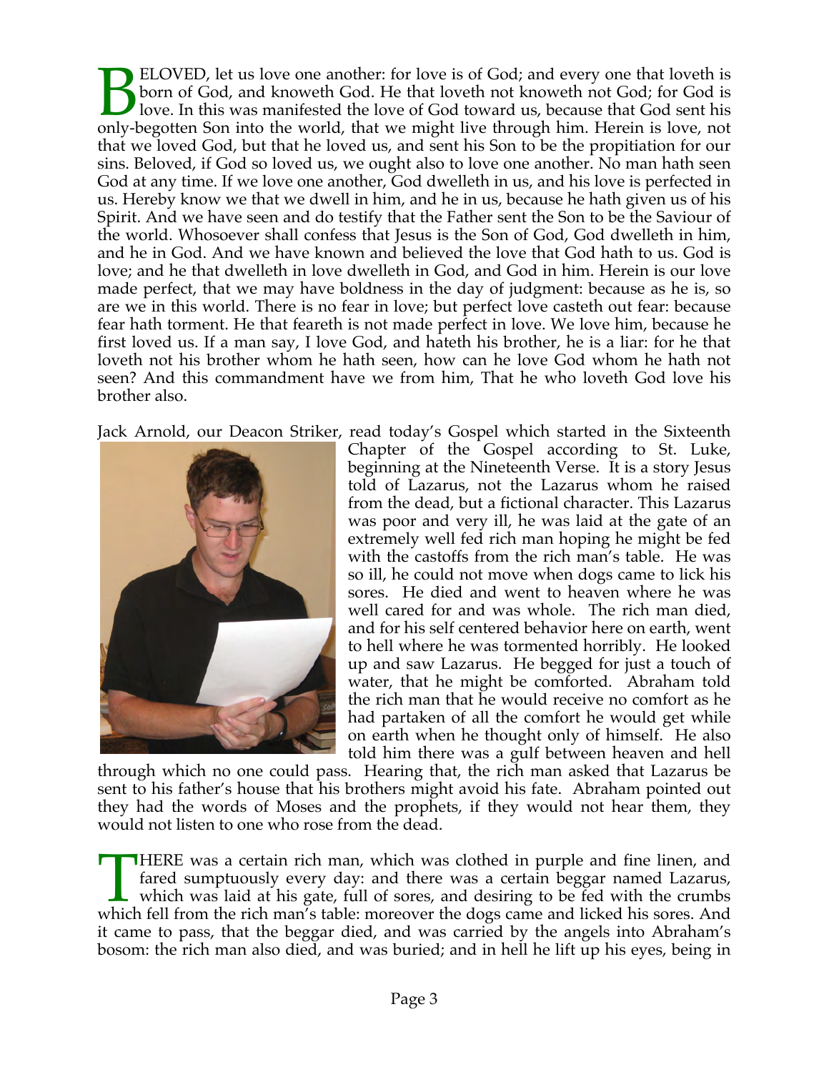BELOVED, let us love one another: for love is of God; and every one that loveth is born of God, and knoweth God. He that loveth not knoweth not God; for God is love. In this was manifested the love of God toward us, because that God sent his only-begotten Son into the world, that we might live through him. Herein is love, not that we loved God, but that he loved us, and sent his Son to be the propitiation for our sins. Beloved, if God so loved us, we ought also to love one another. No man hath seen God at any time. If we love one another, God dwelleth in us, and his love is perfected in us. Hereby know we that we dwell in him, and he in us, because he hath given us of his Spirit. And we have seen and do testify that the Father sent the Son to be the Saviour of the world. Whosoever shall confess that Jesus is the Son of God, God dwelleth in him, and he in God. And we have known and believed the love that God hath to us. God is love; and he that dwelleth in love dwelleth in God, and God in him. Herein is our love made perfect, that we may have boldness in the day of judgment: because as he is, so are we in this world. There is no fear in love; but perfect love casteth out fear: because fear hath torment. He that feareth is not made perfect in love. We love him, because he first loved us. If a man say, I love God, and hateth his brother, he is a liar: for he that loveth not his brother whom he hath seen, how can he love God whom he hath not seen? And this commandment have we from him, That he who loveth God love his brother also.

Jack Arnold, our Deacon Striker, read today's Gospel which started in the Sixteenth Chapter of the Gospel according to St. Luke, beginning at the Nineteenth Verse. It is a story Jesus told of Lazarus, not the Lazarus whom he raised from the dead, but a fictional character. This Lazarus was poor and very ill, he was laid at the gate of an extremely well fed rich man hoping he might be fed with the castoffs from the rich man's table. He was so ill, he could not move when dogs came to lick his sores. He died and went to heaven where he was well cared for and was whole. The rich man died, and for his self centered behavior here on earth, went to hell where he was tormented horribly. He looked up and saw Lazarus. He begged for just a touch of water, that he might be comforted. Abraham told the rich man that he would receive no comfort as he had partaken of all the comfort he would get while on earth when he thought only of himself. He also told him there was a gulf between heaven and hell through which no one could pass. Hearing that, the rich man asked that Lazarus be sent to his father's house that his brothers might avoid his fate. Abraham pointed out they had the words of Moses and the prophets, if they would not hear them, they would not listen to one who rose from the dead.

THERE was a certain rich man, which was clothed in purple and fine linen, and fared sumptuously every day: and there was a certain beggar named Lazarus, which was laid at his gate, full of sores, and desiring to be fed with the crumbs which fell from the rich man's table: moreover the dogs came and licked his sores. And it came to pass, that the beggar died, and was carried by the angels into Abraham's bosom: the rich man also died, and was buried; and in hell he lift up his eyes, being in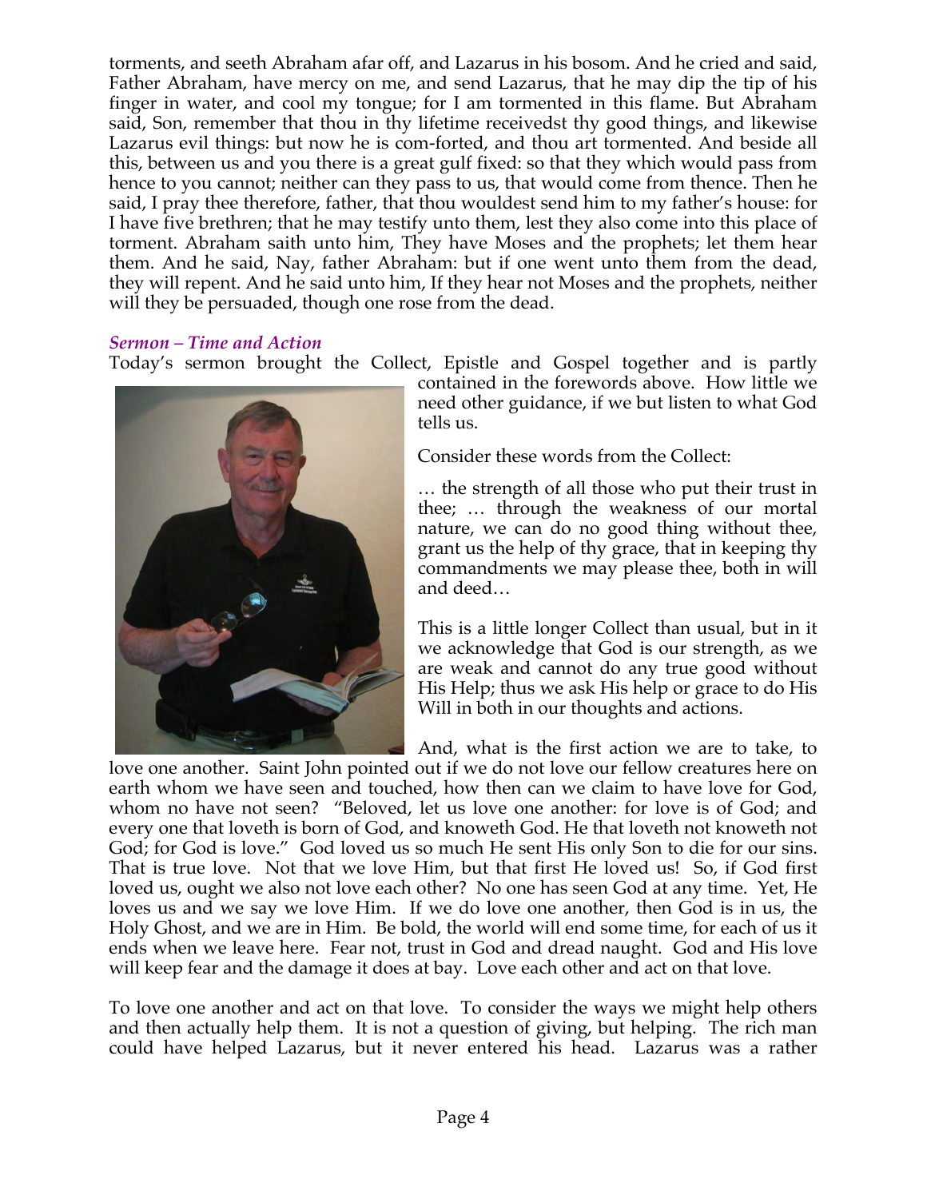torments, and seeth Abraham afar off, and Lazarus in his bosom. And he cried and said, Father Abraham, have mercy on me, and send Lazarus, that he may dip the tip of his finger in water, and cool my tongue; for I am tormented in this flame. But Abraham said, Son, remember that thou in thy lifetime receivedst thy good things, and likewise Lazarus evil things: but now he is com-forted, and thou art tormented. And beside all this, between us and you there is a great gulf fixed: so that they which would pass from hence to you cannot; neither can they pass to us, that would come from thence. Then he said, I pray thee therefore, father, that thou wouldest send him to my father's house: for I have five brethren; that he may testify unto them, lest they also come into this place of torment. Abraham saith unto him, They have Moses and the prophets; let them hear them. And he said, Nay, father Abraham: but if one went unto them from the dead, they will repent. And he said unto him, If they hear not Moses and the prophets, neither will they be persuaded, though one rose from the dead.

***Sermon – Time and Action***

Today's sermon brought the Collect, Epistle and Gospel together and is partly contained in the forewords above. How little we need other guidance, if we but listen to what God tells us.

Consider these words from the Collect:

… the strength of all those who put their trust in thee; … through the weakness of our mortal nature, we can do no good thing without thee, grant us the help of thy grace, that in keeping thy commandments we may please thee, both in will and deed…

This is a little longer Collect than usual, but in it we acknowledge that God is our strength, as we are weak and cannot do any true good without His Help; thus we ask His help or grace to do His Will in both in our thoughts and actions.

And, what is the first action we are to take, to love one another. Saint John pointed out if we do not love our fellow creatures here on earth whom we have seen and touched, how then can we claim to have love for God, whom no have not seen? "Beloved, let us love one another: for love is of God; and every one that loveth is born of God, and knoweth God. He that loveth not knoweth not God; for God is love." God loved us so much He sent His only Son to die for our sins. That is true love. Not that we love Him, but that first He loved us! So, if God first loved us, ought we also not love each other? No one has seen God at any time. Yet, He loves us and we say we love Him. If we do love one another, then God is in us, the Holy Ghost, and we are in Him. Be bold, the world will end some time, for each of us it ends when we leave here. Fear not, trust in God and dread naught. God and His love will keep fear and the damage it does at bay. Love each other and act on that love.

To love one another and act on that love. To consider the ways we might help others and then actually help them. It is not a question of giving, but helping. The rich man could have helped Lazarus, but it never entered his head. Lazarus was a rather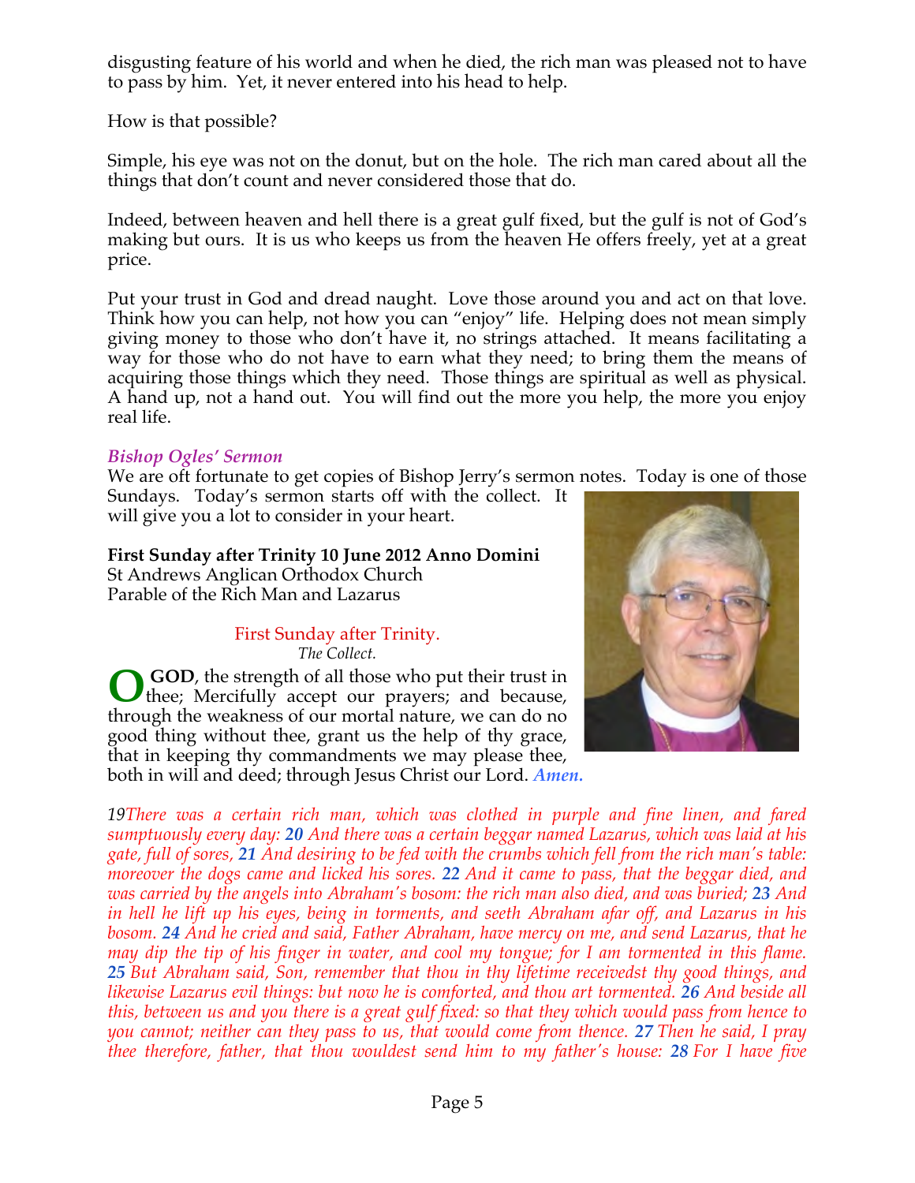disgusting feature of his world and when he died, the rich man was pleased not to have to pass by him. Yet, it never entered into his head to help.

How is that possible?

Simple, his eye was not on the donut, but on the hole. The rich man cared about all the things that don't count and never considered those that do.

Indeed, between heaven and hell there is a great gulf fixed, but the gulf is not of God's making but ours. It is us who keeps us from the heaven He offers freely, yet at a great price.

Put your trust in God and dread naught. Love those around you and act on that love. Think how you can help, not how you can "enjoy" life. Helping does not mean simply giving money to those who don't have it, no strings attached. It means facilitating a way for those who do not have to earn what they need; to bring them the means of acquiring those things which they need. Those things are spiritual as well as physical. A hand up, not a hand out. You will find out the more you help, the more you enjoy real life.

### *Bishop Ogles' Sermon*

We are oft fortunate to get copies of Bishop Jerry's sermon notes. Today is one of those Sundays. Today's sermon starts off with the collect. It will give you a lot to consider in your heart.

**First Sunday after Trinity 10 June 2012 Anno Domini**
St Andrews Anglican Orthodox Church
Parable of the Rich Man and Lazarus

First Sunday after Trinity.
*The Collect.*

**O GOD**, the strength of all those who put their trust in thee; Mercifully accept our prayers; and because, through the weakness of our mortal nature, we can do no good thing without thee, grant us the help of thy grace, that in keeping thy commandments we may please thee, both in will and deed; through Jesus Christ our Lord. *Amen.*

*19There was a certain rich man, which was clothed in purple and fine linen, and fared sumptuously every day: **20** And there was a certain beggar named Lazarus, which was laid at his gate, full of sores, **21** And desiring to be fed with the crumbs which fell from the rich man's table: moreover the dogs came and licked his sores. **22** And it came to pass, that the beggar died, and was carried by the angels into Abraham's bosom: the rich man also died, and was buried; **23** And in hell he lift up his eyes, being in torments, and seeth Abraham afar off, and Lazarus in his bosom. **24** And he cried and said, Father Abraham, have mercy on me, and send Lazarus, that he may dip the tip of his finger in water, and cool my tongue; for I am tormented in this flame. **25** But Abraham said, Son, remember that thou in thy lifetime receivedst thy good things, and likewise Lazarus evil things: but now he is comforted, and thou art tormented. **26** And beside all this, between us and you there is a great gulf fixed: so that they which would pass from hence to you cannot; neither can they pass to us, that would come from thence. **27** Then he said, I pray thee therefore, father, that thou wouldest send him to my father's house: **28** For I have five*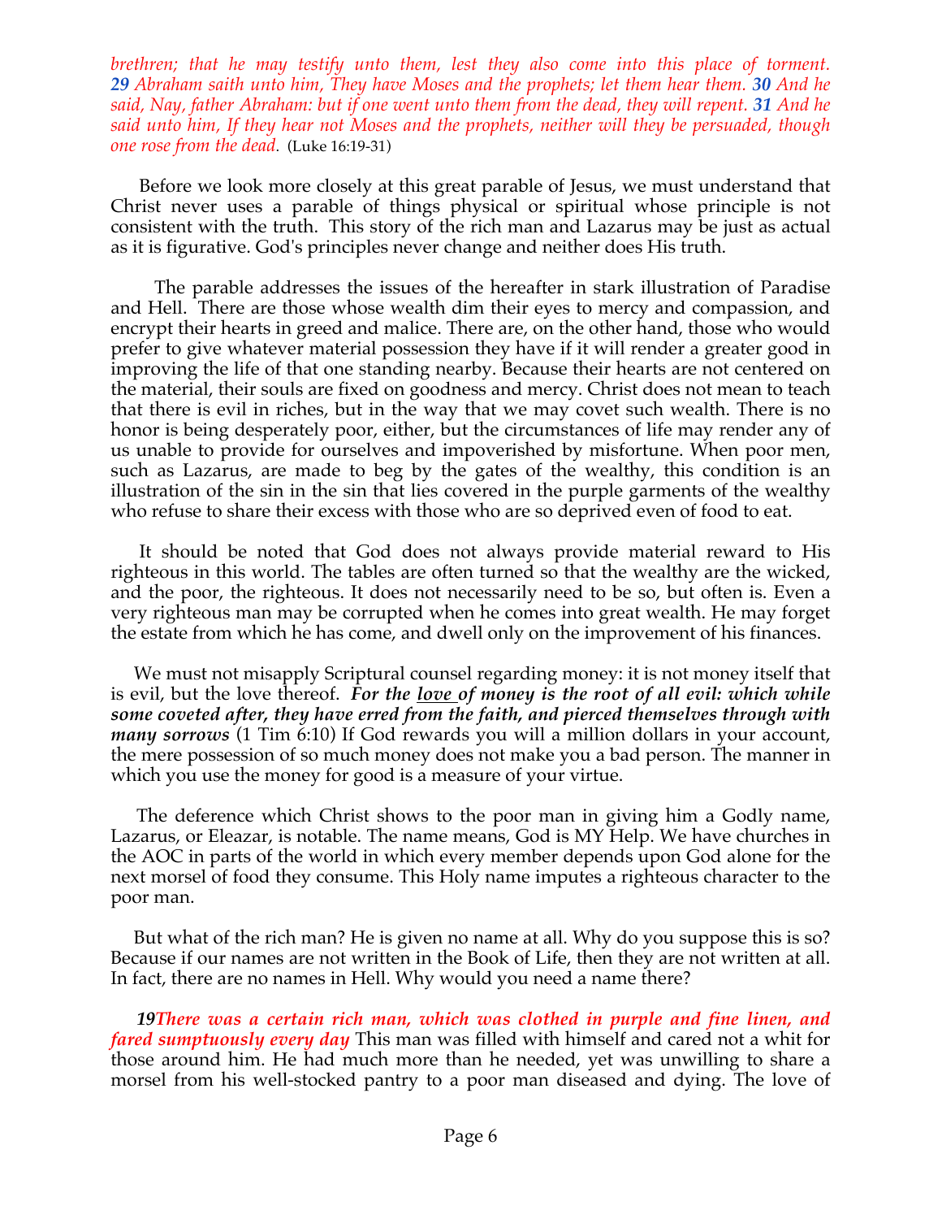*brethren; that he may testify unto them, lest they also come into this place of torment.* ***29*** *Abraham saith unto him, They have Moses and the prophets; let them hear them.* ***30*** *And he said, Nay, father Abraham: but if one went unto them from the dead, they will repent.* ***31*** *And he said unto him, If they hear not Moses and the prophets, neither will they be persuaded, though one rose from the dead*. (Luke 16:19-31)

Before we look more closely at this great parable of Jesus, we must understand that Christ never uses a parable of things physical or spiritual whose principle is not consistent with the truth. This story of the rich man and Lazarus may be just as actual as it is figurative. God's principles never change and neither does His truth.

The parable addresses the issues of the hereafter in stark illustration of Paradise and Hell. There are those whose wealth dim their eyes to mercy and compassion, and encrypt their hearts in greed and malice. There are, on the other hand, those who would prefer to give whatever material possession they have if it will render a greater good in improving the life of that one standing nearby. Because their hearts are not centered on the material, their souls are fixed on goodness and mercy. Christ does not mean to teach that there is evil in riches, but in the way that we may covet such wealth. There is no honor is being desperately poor, either, but the circumstances of life may render any of us unable to provide for ourselves and impoverished by misfortune. When poor men, such as Lazarus, are made to beg by the gates of the wealthy, this condition is an illustration of the sin in the sin that lies covered in the purple garments of the wealthy who refuse to share their excess with those who are so deprived even of food to eat.

It should be noted that God does not always provide material reward to His righteous in this world. The tables are often turned so that the wealthy are the wicked, and the poor, the righteous. It does not necessarily need to be so, but often is. Even a very righteous man may be corrupted when he comes into great wealth. He may forget the estate from which he has come, and dwell only on the improvement of his finances.

We must not misapply Scriptural counsel regarding money: it is not money itself that is evil, but the love thereof. ***For the <u>love</u> of money is the root of all evil: which while some coveted after, they have erred from the faith, and pierced themselves through with many sorrows*** (1 Tim 6:10) If God rewards you will a million dollars in your account, the mere possession of so much money does not make you a bad person. The manner in which you use the money for good is a measure of your virtue.

The deference which Christ shows to the poor man in giving him a Godly name, Lazarus, or Eleazar, is notable. The name means, God is MY Help. We have churches in the AOC in parts of the world in which every member depends upon God alone for the next morsel of food they consume. This Holy name imputes a righteous character to the poor man.

But what of the rich man? He is given no name at all. Why do you suppose this is so? Because if our names are not written in the Book of Life, then they are not written at all. In fact, there are no names in Hell. Why would you need a name there?

***19There was a certain rich man, which was clothed in purple and fine linen, and fared sumptuously every day*** This man was filled with himself and cared not a whit for those around him. He had much more than he needed, yet was unwilling to share a morsel from his well-stocked pantry to a poor man diseased and dying. The love of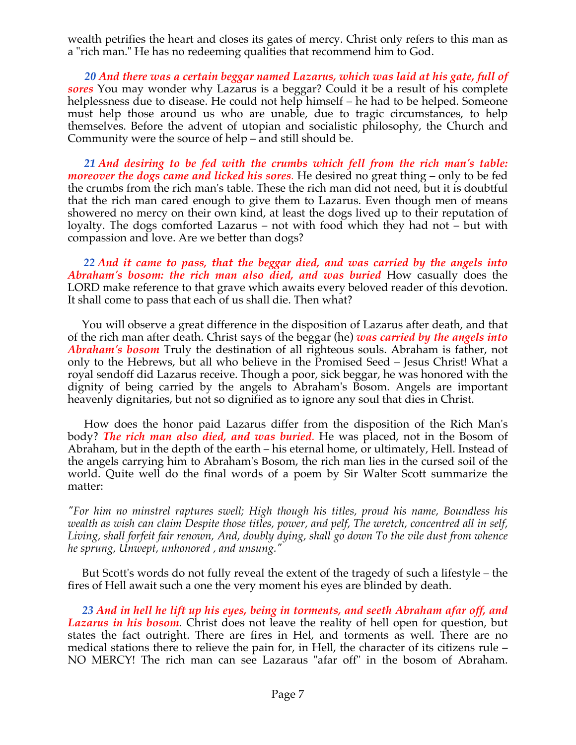wealth petrifies the heart and closes its gates of mercy. Christ only refers to this man as a "rich man." He has no redeeming qualities that recommend him to God.

**20** ***And there was a certain beggar named Lazarus, which was laid at his gate, full of sores*** You may wonder why Lazarus is a beggar? Could it be a result of his complete helplessness due to disease. He could not help himself – he had to be helped. Someone must help those around us who are unable, due to tragic circumstances, to help themselves. Before the advent of utopian and socialistic philosophy, the Church and Community were the source of help – and still should be.

**21** ***And desiring to be fed with the crumbs which fell from the rich man's table: moreover the dogs came and licked his sores.*** He desired no great thing – only to be fed the crumbs from the rich man's table. These the rich man did not need, but it is doubtful that the rich man cared enough to give them to Lazarus. Even though men of means showered no mercy on their own kind, at least the dogs lived up to their reputation of loyalty. The dogs comforted Lazarus – not with food which they had not – but with compassion and love. Are we better than dogs?

**22** ***And it came to pass, that the beggar died, and was carried by the angels into Abraham's bosom: the rich man also died, and was buried*** How casually does the LORD make reference to that grave which awaits every beloved reader of this devotion. It shall come to pass that each of us shall die. Then what?

You will observe a great difference in the disposition of Lazarus after death, and that of the rich man after death. Christ says of the beggar (he) ***was carried by the angels into Abraham's bosom*** Truly the destination of all righteous souls. Abraham is father, not only to the Hebrews, but all who believe in the Promised Seed – Jesus Christ! What a royal sendoff did Lazarus receive. Though a poor, sick beggar, he was honored with the dignity of being carried by the angels to Abraham's Bosom. Angels are important heavenly dignitaries, but not so dignified as to ignore any soul that dies in Christ.

How does the honor paid Lazarus differ from the disposition of the Rich Man's body? ***The rich man also died, and was buried.*** He was placed, not in the Bosom of Abraham, but in the depth of the earth – his eternal home, or ultimately, Hell. Instead of the angels carrying him to Abraham's Bosom, the rich man lies in the cursed soil of the world. Quite well do the final words of a poem by Sir Walter Scott summarize the matter:

*"For him no minstrel raptures swell; High though his titles, proud his name, Boundless his wealth as wish can claim Despite those titles, power, and pelf, The wretch, concentred all in self, Living, shall forfeit fair renown, And, doubly dying, shall go down To the vile dust from whence he sprung, Unwept, unhonored , and unsung."*

But Scott's words do not fully reveal the extent of the tragedy of such a lifestyle – the fires of Hell await such a one the very moment his eyes are blinded by death.

**23** ***And in hell he lift up his eyes, being in torments, and seeth Abraham afar off, and Lazarus in his bosom.*** Christ does not leave the reality of hell open for question, but states the fact outright. There are fires in Hel, and torments as well. There are no medical stations there to relieve the pain for, in Hell, the character of its citizens rule – NO MERCY! The rich man can see Lazaraus "afar off" in the bosom of Abraham.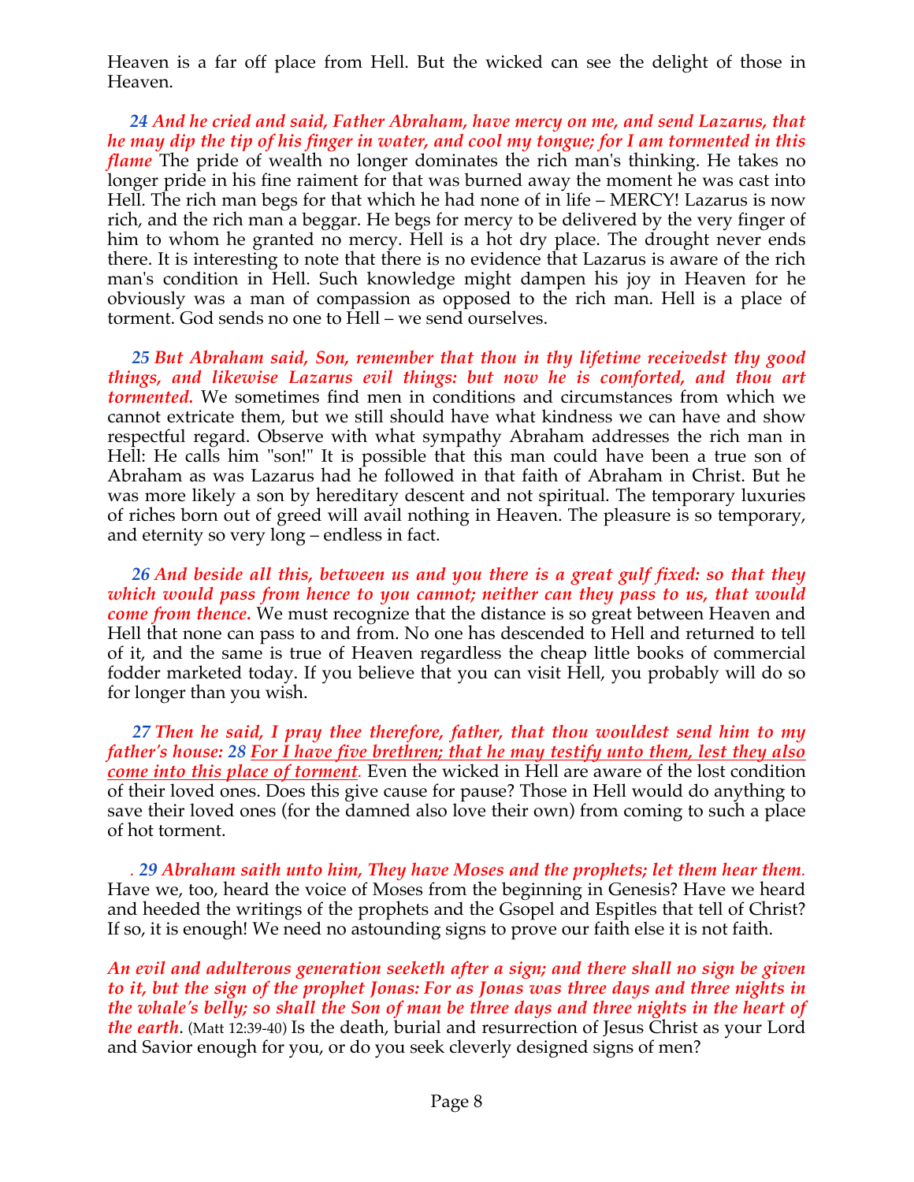Heaven is a far off place from Hell. But the wicked can see the delight of those in Heaven.

***24 And he cried and said, Father Abraham, have mercy on me, and send Lazarus, that he may dip the tip of his finger in water, and cool my tongue; for I am tormented in this flame*** The pride of wealth no longer dominates the rich man's thinking. He takes no longer pride in his fine raiment for that was burned away the moment he was cast into Hell. The rich man begs for that which he had none of in life – MERCY! Lazarus is now rich, and the rich man a beggar. He begs for mercy to be delivered by the very finger of him to whom he granted no mercy. Hell is a hot dry place. The drought never ends there. It is interesting to note that there is no evidence that Lazarus is aware of the rich man's condition in Hell. Such knowledge might dampen his joy in Heaven for he obviously was a man of compassion as opposed to the rich man. Hell is a place of torment. God sends no one to Hell – we send ourselves.

***25 But Abraham said, Son, remember that thou in thy lifetime receivedst thy good things, and likewise Lazarus evil things: but now he is comforted, and thou art tormented.*** We sometimes find men in conditions and circumstances from which we cannot extricate them, but we still should have what kindness we can have and show respectful regard. Observe with what sympathy Abraham addresses the rich man in Hell: He calls him "son!" It is possible that this man could have been a true son of Abraham as was Lazarus had he followed in that faith of Abraham in Christ. But he was more likely a son by hereditary descent and not spiritual. The temporary luxuries of riches born out of greed will avail nothing in Heaven. The pleasure is so temporary, and eternity so very long – endless in fact.

***26 And beside all this, between us and you there is a great gulf fixed: so that they which would pass from hence to you cannot; neither can they pass to us, that would come from thence.*** We must recognize that the distance is so great between Heaven and Hell that none can pass to and from. No one has descended to Hell and returned to tell of it, and the same is true of Heaven regardless the cheap little books of commercial fodder marketed today. If you believe that you can visit Hell, you probably will do so for longer than you wish.

***27 Then he said, I pray thee therefore, father, that thou wouldest send him to my father's house: 28 <u>For I have five brethren; that he may testify unto them, lest they also come into this place of torment</u>.*** Even the wicked in Hell are aware of the lost condition of their loved ones. Does this give cause for pause? Those in Hell would do anything to save their loved ones (for the damned also love their own) from coming to such a place of hot torment.

. ***29 Abraham saith unto him, They have Moses and the prophets; let them hear them.*** Have we, too, heard the voice of Moses from the beginning in Genesis? Have we heard and heeded the writings of the prophets and the Gsopel and Espitles that tell of Christ? If so, it is enough! We need no astounding signs to prove our faith else it is not faith.

***An evil and adulterous generation seeketh after a sign; and there shall no sign be given to it, but the sign of the prophet Jonas: For as Jonas was three days and three nights in the whale's belly; so shall the Son of man be three days and three nights in the heart of the earth***. (Matt 12:39-40) Is the death, burial and resurrection of Jesus Christ as your Lord and Savior enough for you, or do you seek cleverly designed signs of men?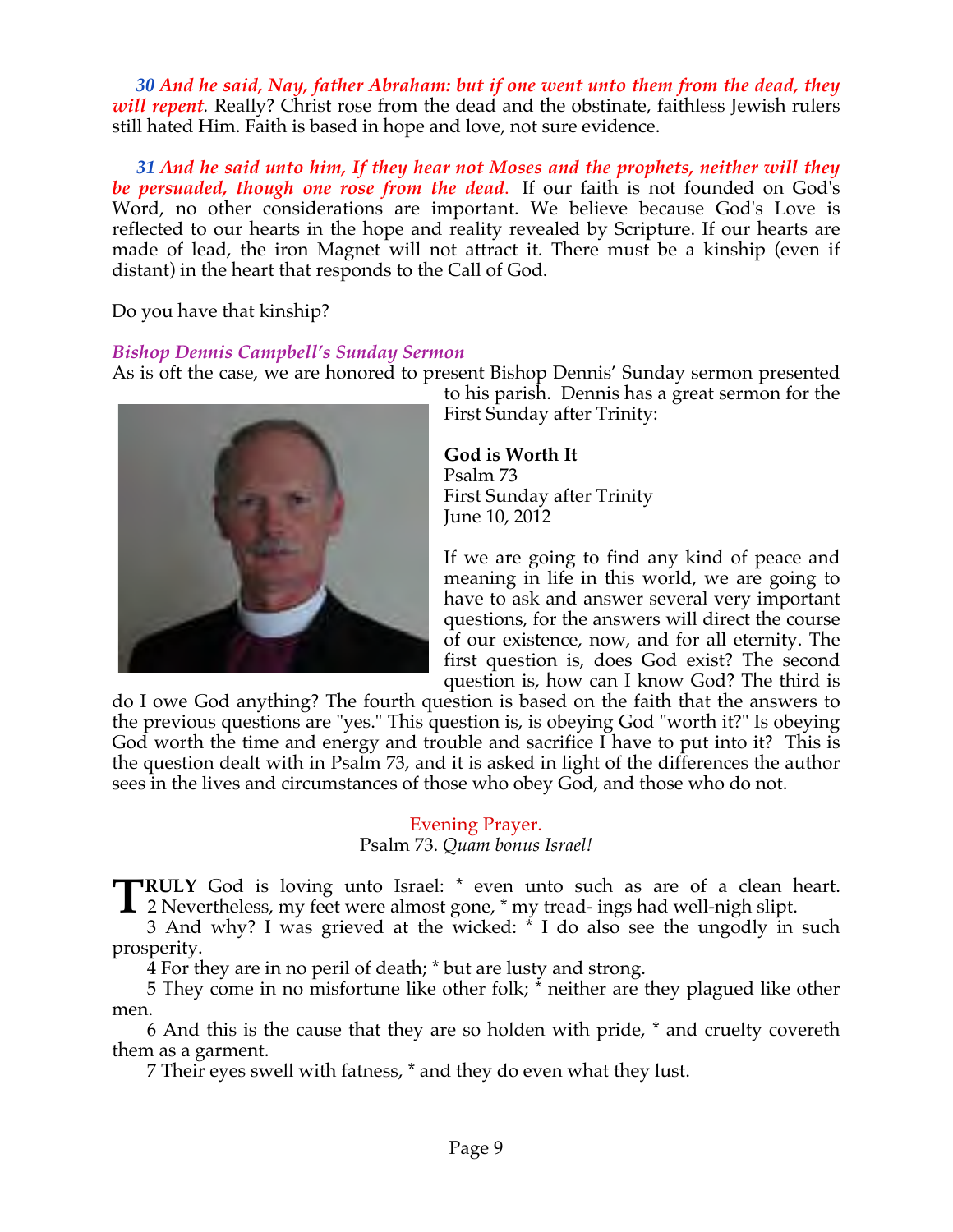*30 And he said, Nay, father Abraham: but if one went unto them from the dead, they will repent.* Really? Christ rose from the dead and the obstinate, faithless Jewish rulers still hated Him. Faith is based in hope and love, not sure evidence.

*31 And he said unto him, If they hear not Moses and the prophets, neither will they be persuaded, though one rose from the dead.* If our faith is not founded on God's Word, no other considerations are important. We believe because God's Love is reflected to our hearts in the hope and reality revealed by Scripture. If our hearts are made of lead, the iron Magnet will not attract it. There must be a kinship (even if distant) in the heart that responds to the Call of God.

Do you have that kinship?

*Bishop Dennis Campbell's Sunday Sermon*

As is oft the case, we are honored to present Bishop Dennis' Sunday sermon presented to his parish. Dennis has a great sermon for the First Sunday after Trinity:

**God is Worth It**
Psalm 73
First Sunday after Trinity
June 10, 2012

If we are going to find any kind of peace and meaning in life in this world, we are going to have to ask and answer several very important questions, for the answers will direct the course of our existence, now, and for all eternity. The first question is, does God exist? The second question is, how can I know God? The third is do I owe God anything? The fourth question is based on the faith that the answers to the previous questions are "yes." This question is, is obeying God "worth it?" Is obeying God worth the time and energy and trouble and sacrifice I have to put into it? This is the question dealt with in Psalm 73, and it is asked in light of the differences the author sees in the lives and circumstances of those who obey God, and those who do not.

Evening Prayer.
Psalm 73. *Quam bonus Israel!*

**TRULY** God is loving unto Israel: * even unto such as are of a clean heart.
2 Nevertheless, my feet were almost gone, * my tread- ings had well-nigh slipt.
3 And why? I was grieved at the wicked: * I do also see the ungodly in such prosperity.
4 For they are in no peril of death; * but are lusty and strong.
5 They come in no misfortune like other folk; * neither are they plagued like other men.
6 And this is the cause that they are so holden with pride, * and cruelty covereth them as a garment.
7 Their eyes swell with fatness, * and they do even what they lust.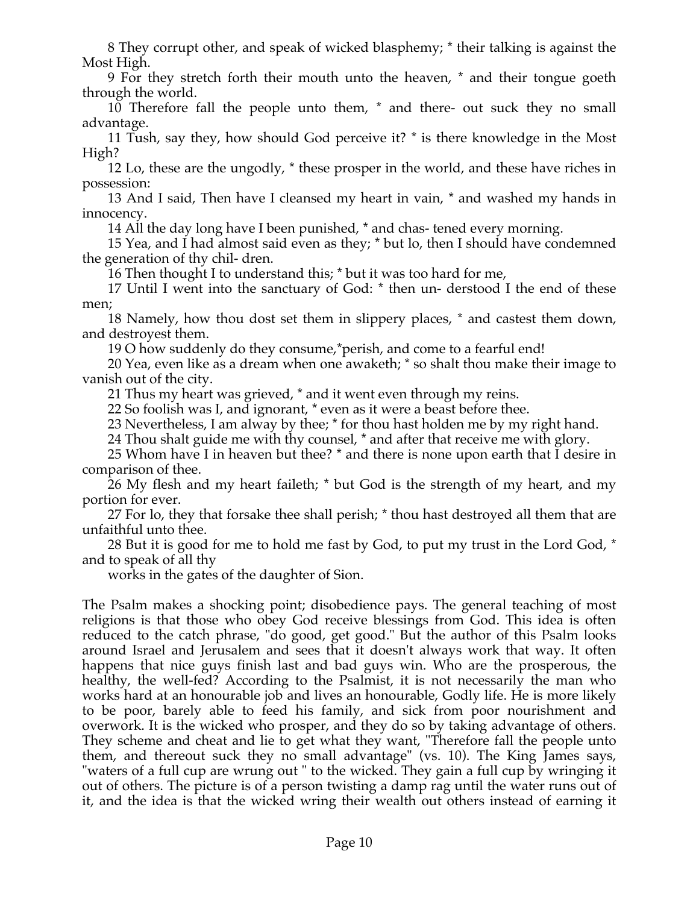8 They corrupt other, and speak of wicked blasphemy; * their talking is against the Most High.

9 For they stretch forth their mouth unto the heaven, * and their tongue goeth through the world.

10 Therefore fall the people unto them, * and there- out suck they no small advantage.

11 Tush, say they, how should God perceive it? * is there knowledge in the Most High?

12 Lo, these are the ungodly, * these prosper in the world, and these have riches in possession:

13 And I said, Then have I cleansed my heart in vain, * and washed my hands in innocency.

14 All the day long have I been punished, * and chas- tened every morning.

15 Yea, and I had almost said even as they; * but lo, then I should have condemned the generation of thy chil- dren.

16 Then thought I to understand this; * but it was too hard for me,

17 Until I went into the sanctuary of God: * then un- derstood I the end of these men;

18 Namely, how thou dost set them in slippery places, * and castest them down, and destroyest them.

19 O how suddenly do they consume,*perish, and come to a fearful end!

20 Yea, even like as a dream when one awaketh; * so shalt thou make their image to vanish out of the city.

21 Thus my heart was grieved, * and it went even through my reins.

22 So foolish was I, and ignorant, * even as it were a beast before thee.

23 Nevertheless, I am alway by thee; * for thou hast holden me by my right hand.

24 Thou shalt guide me with thy counsel, * and after that receive me with glory.

25 Whom have I in heaven but thee? * and there is none upon earth that I desire in comparison of thee.

26 My flesh and my heart faileth; * but God is the strength of my heart, and my portion for ever.

27 For lo, they that forsake thee shall perish; * thou hast destroyed all them that are unfaithful unto thee.

28 But it is good for me to hold me fast by God, to put my trust in the Lord God, * and to speak of all thy

works in the gates of the daughter of Sion.

The Psalm makes a shocking point; disobedience pays. The general teaching of most religions is that those who obey God receive blessings from God. This idea is often reduced to the catch phrase, "do good, get good." But the author of this Psalm looks around Israel and Jerusalem and sees that it doesn't always work that way. It often happens that nice guys finish last and bad guys win. Who are the prosperous, the healthy, the well-fed? According to the Psalmist, it is not necessarily the man who works hard at an honourable job and lives an honourable, Godly life. He is more likely to be poor, barely able to feed his family, and sick from poor nourishment and overwork. It is the wicked who prosper, and they do so by taking advantage of others. They scheme and cheat and lie to get what they want, "Therefore fall the people unto them, and thereout suck they no small advantage" (vs. 10). The King James says, "waters of a full cup are wrung out " to the wicked. They gain a full cup by wringing it out of others. The picture is of a person twisting a damp rag until the water runs out of it, and the idea is that the wicked wring their wealth out others instead of earning it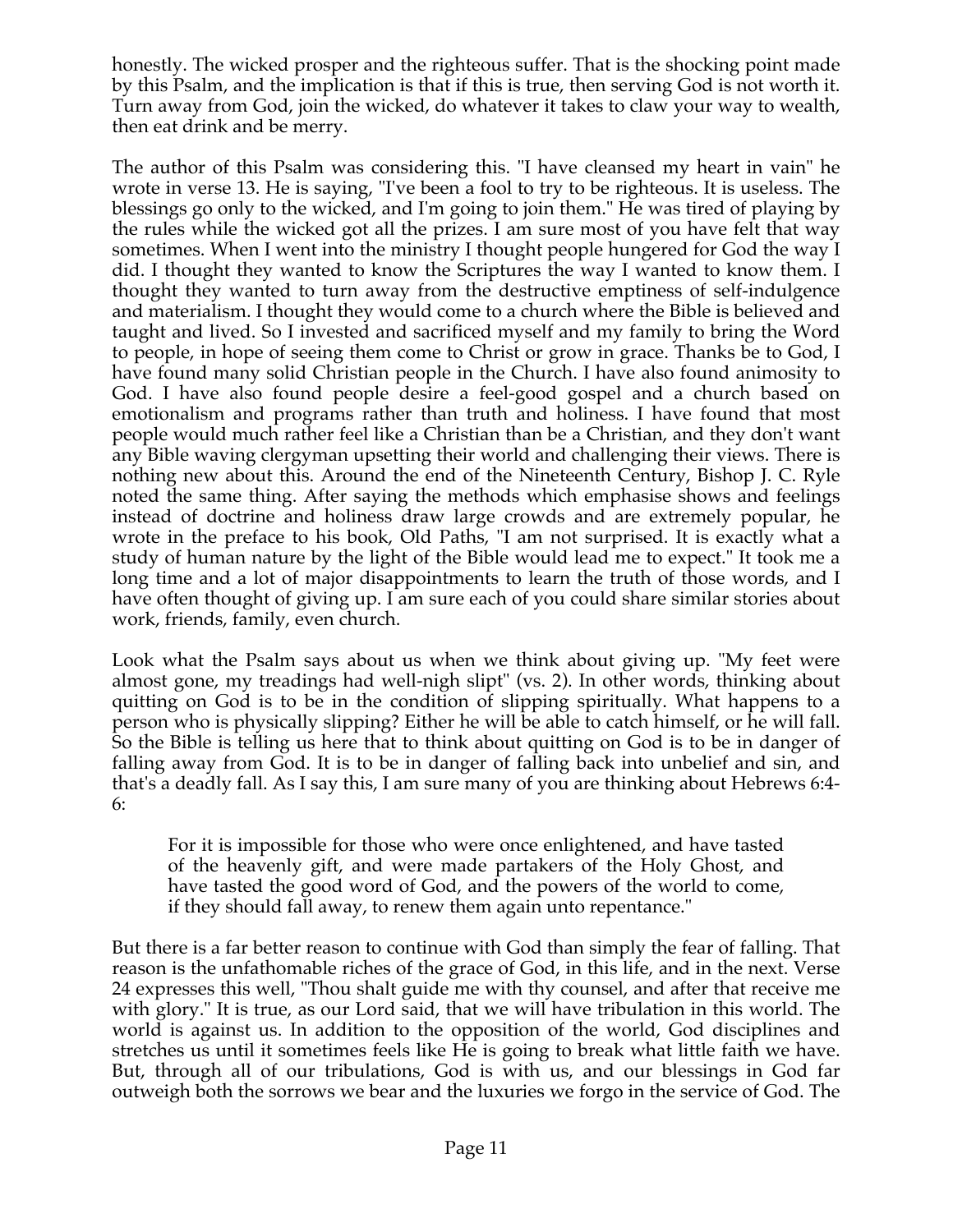honestly. The wicked prosper and the righteous suffer. That is the shocking point made by this Psalm, and the implication is that if this is true, then serving God is not worth it. Turn away from God, join the wicked, do whatever it takes to claw your way to wealth, then eat drink and be merry.

The author of this Psalm was considering this. "I have cleansed my heart in vain" he wrote in verse 13. He is saying, "I've been a fool to try to be righteous. It is useless. The blessings go only to the wicked, and I'm going to join them." He was tired of playing by the rules while the wicked got all the prizes. I am sure most of you have felt that way sometimes. When I went into the ministry I thought people hungered for God the way I did. I thought they wanted to know the Scriptures the way I wanted to know them. I thought they wanted to turn away from the destructive emptiness of self-indulgence and materialism. I thought they would come to a church where the Bible is believed and taught and lived. So I invested and sacrificed myself and my family to bring the Word to people, in hope of seeing them come to Christ or grow in grace. Thanks be to God, I have found many solid Christian people in the Church. I have also found animosity to God. I have also found people desire a feel-good gospel and a church based on emotionalism and programs rather than truth and holiness. I have found that most people would much rather feel like a Christian than be a Christian, and they don't want any Bible waving clergyman upsetting their world and challenging their views. There is nothing new about this. Around the end of the Nineteenth Century, Bishop J. C. Ryle noted the same thing. After saying the methods which emphasise shows and feelings instead of doctrine and holiness draw large crowds and are extremely popular, he wrote in the preface to his book, Old Paths, "I am not surprised. It is exactly what a study of human nature by the light of the Bible would lead me to expect." It took me a long time and a lot of major disappointments to learn the truth of those words, and I have often thought of giving up. I am sure each of you could share similar stories about work, friends, family, even church.

Look what the Psalm says about us when we think about giving up. "My feet were almost gone, my treadings had well-nigh slipt" (vs. 2). In other words, thinking about quitting on God is to be in the condition of slipping spiritually. What happens to a person who is physically slipping? Either he will be able to catch himself, or he will fall. So the Bible is telling us here that to think about quitting on God is to be in danger of falling away from God. It is to be in danger of falling back into unbelief and sin, and that's a deadly fall. As I say this, I am sure many of you are thinking about Hebrews 6:4-6:

> For it is impossible for those who were once enlightened, and have tasted of the heavenly gift, and were made partakers of the Holy Ghost, and have tasted the good word of God, and the powers of the world to come, if they should fall away, to renew them again unto repentance."

But there is a far better reason to continue with God than simply the fear of falling. That reason is the unfathomable riches of the grace of God, in this life, and in the next. Verse 24 expresses this well, "Thou shalt guide me with thy counsel, and after that receive me with glory." It is true, as our Lord said, that we will have tribulation in this world. The world is against us. In addition to the opposition of the world, God disciplines and stretches us until it sometimes feels like He is going to break what little faith we have. But, through all of our tribulations, God is with us, and our blessings in God far outweigh both the sorrows we bear and the luxuries we forgo in the service of God. The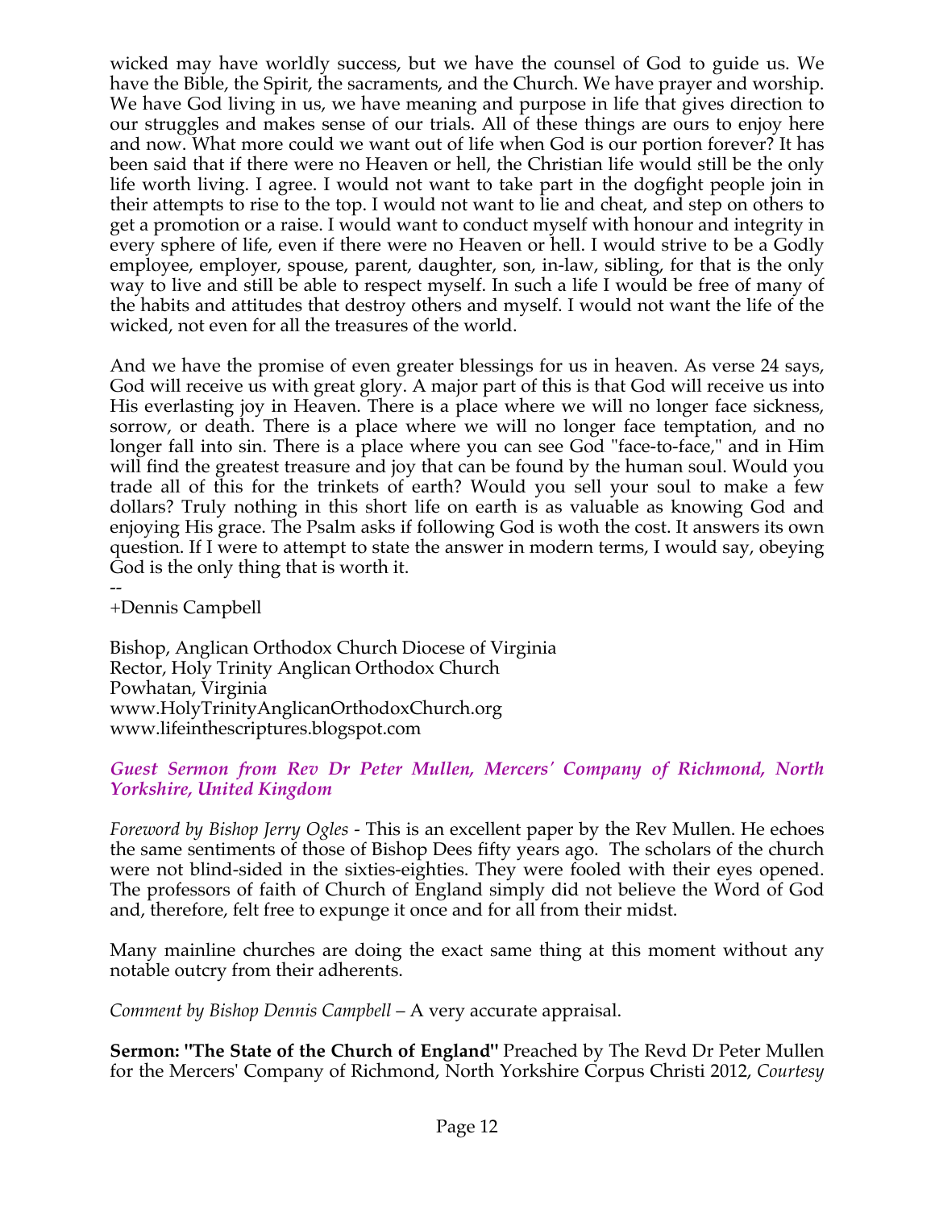wicked may have worldly success, but we have the counsel of God to guide us. We have the Bible, the Spirit, the sacraments, and the Church. We have prayer and worship. We have God living in us, we have meaning and purpose in life that gives direction to our struggles and makes sense of our trials. All of these things are ours to enjoy here and now. What more could we want out of life when God is our portion forever? It has been said that if there were no Heaven or hell, the Christian life would still be the only life worth living. I agree. I would not want to take part in the dogfight people join in their attempts to rise to the top. I would not want to lie and cheat, and step on others to get a promotion or a raise. I would want to conduct myself with honour and integrity in every sphere of life, even if there were no Heaven or hell. I would strive to be a Godly employee, employer, spouse, parent, daughter, son, in-law, sibling, for that is the only way to live and still be able to respect myself. In such a life I would be free of many of the habits and attitudes that destroy others and myself. I would not want the life of the wicked, not even for all the treasures of the world.

And we have the promise of even greater blessings for us in heaven. As verse 24 says, God will receive us with great glory. A major part of this is that God will receive us into His everlasting joy in Heaven. There is a place where we will no longer face sickness, sorrow, or death. There is a place where we will no longer face temptation, and no longer fall into sin. There is a place where you can see God "face-to-face," and in Him will find the greatest treasure and joy that can be found by the human soul. Would you trade all of this for the trinkets of earth? Would you sell your soul to make a few dollars? Truly nothing in this short life on earth is as valuable as knowing God and enjoying His grace. The Psalm asks if following God is woth the cost. It answers its own question. If I were to attempt to state the answer in modern terms, I would say, obeying God is the only thing that is worth it.

--
+Dennis Campbell

Bishop, Anglican Orthodox Church Diocese of Virginia
Rector, Holy Trinity Anglican Orthodox Church
Powhatan, Virginia
www.HolyTrinityAnglicanOrthodoxChurch.org
www.lifeinthescriptures.blogspot.com

### *Guest Sermon from Rev Dr Peter Mullen, Mercers' Company of Richmond, North Yorkshire, United Kingdom*

*Foreword by Bishop Jerry Ogles* - This is an excellent paper by the Rev Mullen. He echoes the same sentiments of those of Bishop Dees fifty years ago. The scholars of the church were not blind-sided in the sixties-eighties. They were fooled with their eyes opened. The professors of faith of Church of England simply did not believe the Word of God and, therefore, felt free to expunge it once and for all from their midst.

Many mainline churches are doing the exact same thing at this moment without any notable outcry from their adherents.

*Comment by Bishop Dennis Campbell* – A very accurate appraisal.

**Sermon: "The State of the Church of England"** Preached by The Revd Dr Peter Mullen for the Mercers' Company of Richmond, North Yorkshire Corpus Christi 2012, *Courtesy*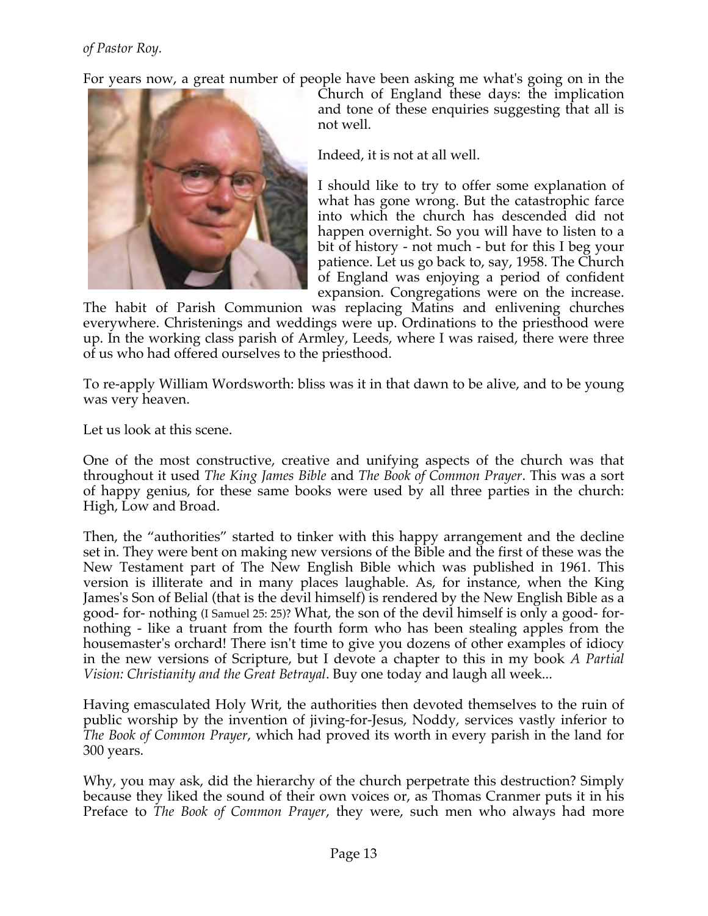*of Pastor Roy.*

For years now, a great number of people have been asking me what's going on in the Church of England these days: the implication and tone of these enquiries suggesting that all is not well.

Indeed, it is not at all well.

I should like to try to offer some explanation of what has gone wrong. But the catastrophic farce into which the church has descended did not happen overnight. So you will have to listen to a bit of history - not much - but for this I beg your patience. Let us go back to, say, 1958. The Church of England was enjoying a period of confident expansion. Congregations were on the increase. The habit of Parish Communion was replacing Matins and enlivening churches everywhere. Christenings and weddings were up. Ordinations to the priesthood were up. In the working class parish of Armley, Leeds, where I was raised, there were three of us who had offered ourselves to the priesthood.

To re-apply William Wordsworth: bliss was it in that dawn to be alive, and to be young was very heaven.

Let us look at this scene.

One of the most constructive, creative and unifying aspects of the church was that throughout it used *The King James Bible* and *The Book of Common Prayer*. This was a sort of happy genius, for these same books were used by all three parties in the church: High, Low and Broad.

Then, the "authorities" started to tinker with this happy arrangement and the decline set in. They were bent on making new versions of the Bible and the first of these was the New Testament part of The New English Bible which was published in 1961. This version is illiterate and in many places laughable. As, for instance, when the King James's Son of Belial (that is the devil himself) is rendered by the New English Bible as a good- for- nothing (I Samuel 25: 25)? What, the son of the devil himself is only a good- for- nothing - like a truant from the fourth form who has been stealing apples from the housemaster's orchard! There isn't time to give you dozens of other examples of idiocy in the new versions of Scripture, but I devote a chapter to this in my book *A Partial Vision: Christianity and the Great Betrayal*. Buy one today and laugh all week...

Having emasculated Holy Writ, the authorities then devoted themselves to the ruin of public worship by the invention of jiving-for-Jesus, Noddy, services vastly inferior to *The Book of Common Prayer*, which had proved its worth in every parish in the land for 300 years.

Why, you may ask, did the hierarchy of the church perpetrate this destruction? Simply because they liked the sound of their own voices or, as Thomas Cranmer puts it in his Preface to *The Book of Common Prayer*, they were, such men who always had more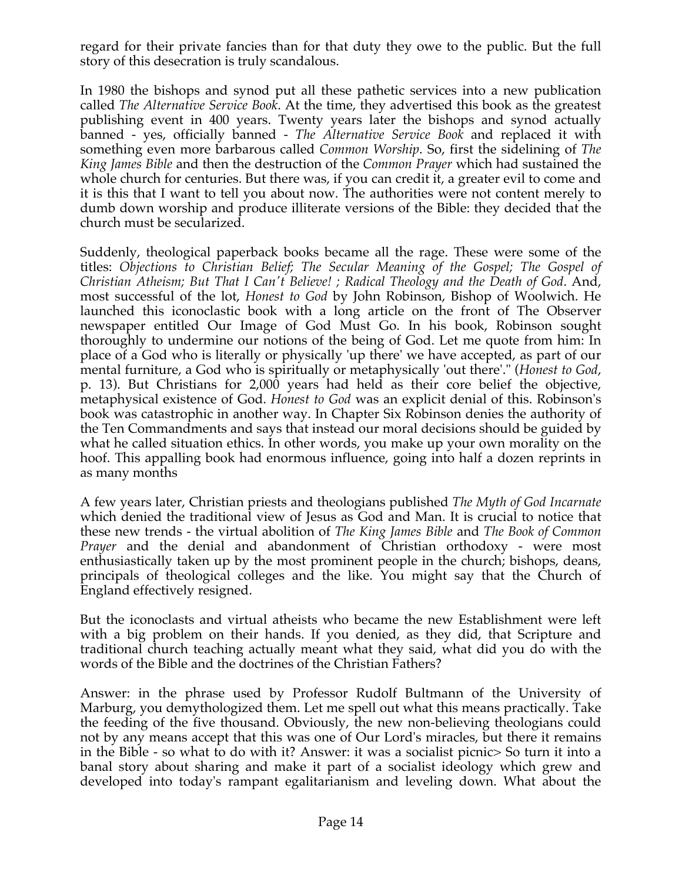regard for their private fancies than for that duty they owe to the public. But the full story of this desecration is truly scandalous.

In 1980 the bishops and synod put all these pathetic services into a new publication called *The Alternative Service Book*. At the time, they advertised this book as the greatest publishing event in 400 years. Twenty years later the bishops and synod actually banned - yes, officially banned - *The Alternative Service Book* and replaced it with something even more barbarous called *Common Worship*. So, first the sidelining of *The King James Bible* and then the destruction of the *Common Prayer* which had sustained the whole church for centuries. But there was, if you can credit it, a greater evil to come and it is this that I want to tell you about now. The authorities were not content merely to dumb down worship and produce illiterate versions of the Bible: they decided that the church must be secularized.

Suddenly, theological paperback books became all the rage. These were some of the titles: *Objections to Christian Belief; The Secular Meaning of the Gospel; The Gospel of Christian Atheism; But That I Can't Believe! ; Radical Theology and the Death of God*. And, most successful of the lot, *Honest to God* by John Robinson, Bishop of Woolwich. He launched this iconoclastic book with a long article on the front of The Observer newspaper entitled Our Image of God Must Go. In his book, Robinson sought thoroughly to undermine our notions of the being of God. Let me quote from him: In place of a God who is literally or physically 'up there' we have accepted, as part of our mental furniture, a God who is spiritually or metaphysically 'out there'." (*Honest to God*, p. 13). But Christians for 2,000 years had held as their core belief the objective, metaphysical existence of God. *Honest to God* was an explicit denial of this. Robinson's book was catastrophic in another way. In Chapter Six Robinson denies the authority of the Ten Commandments and says that instead our moral decisions should be guided by what he called situation ethics. In other words, you make up your own morality on the hoof. This appalling book had enormous influence, going into half a dozen reprints in as many months

A few years later, Christian priests and theologians published *The Myth of God Incarnate* which denied the traditional view of Jesus as God and Man. It is crucial to notice that these new trends - the virtual abolition of *The King James Bible* and *The Book of Common Prayer* and the denial and abandonment of Christian orthodoxy - were most enthusiastically taken up by the most prominent people in the church; bishops, deans, principals of theological colleges and the like. You might say that the Church of England effectively resigned.

But the iconoclasts and virtual atheists who became the new Establishment were left with a big problem on their hands. If you denied, as they did, that Scripture and traditional church teaching actually meant what they said, what did you do with the words of the Bible and the doctrines of the Christian Fathers?

Answer: in the phrase used by Professor Rudolf Bultmann of the University of Marburg, you demythologized them. Let me spell out what this means practically. Take the feeding of the five thousand. Obviously, the new non-believing theologians could not by any means accept that this was one of Our Lord's miracles, but there it remains in the Bible - so what to do with it? Answer: it was a socialist picnic> So turn it into a banal story about sharing and make it part of a socialist ideology which grew and developed into today's rampant egalitarianism and leveling down. What about the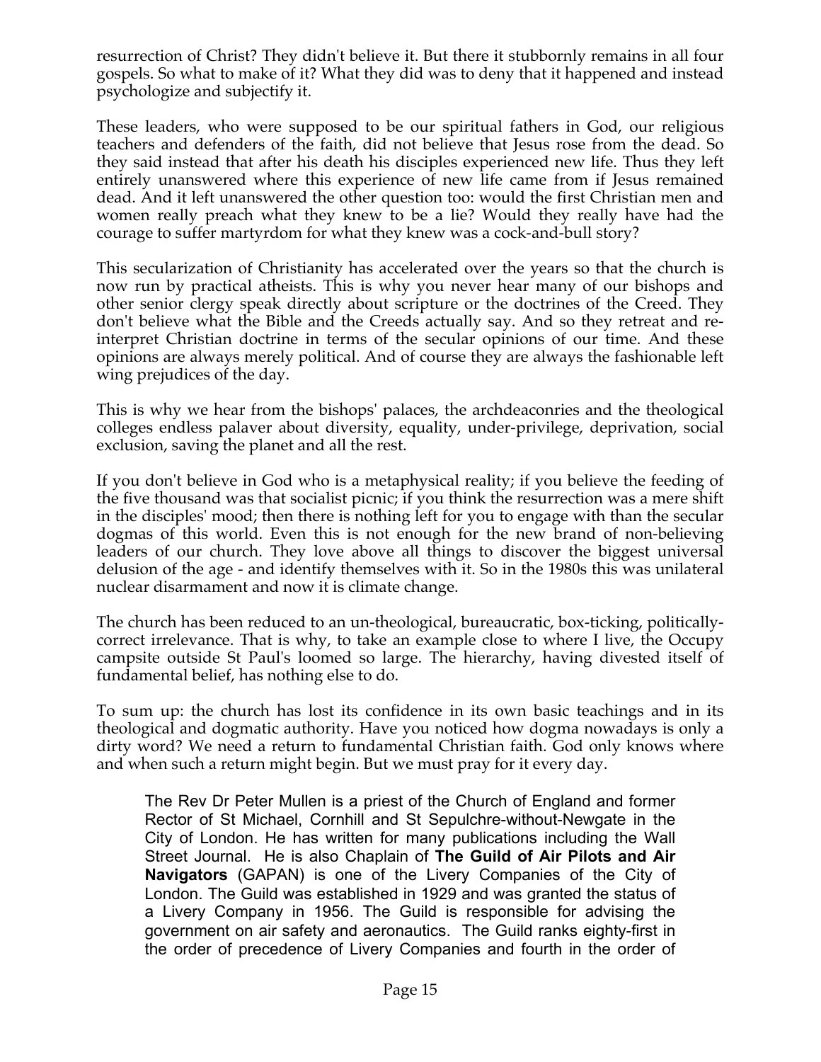resurrection of Christ? They didn't believe it. But there it stubbornly remains in all four gospels. So what to make of it? What they did was to deny that it happened and instead psychologize and subjectify it.

These leaders, who were supposed to be our spiritual fathers in God, our religious teachers and defenders of the faith, did not believe that Jesus rose from the dead. So they said instead that after his death his disciples experienced new life. Thus they left entirely unanswered where this experience of new life came from if Jesus remained dead. And it left unanswered the other question too: would the first Christian men and women really preach what they knew to be a lie? Would they really have had the courage to suffer martyrdom for what they knew was a cock-and-bull story?

This secularization of Christianity has accelerated over the years so that the church is now run by practical atheists. This is why you never hear many of our bishops and other senior clergy speak directly about scripture or the doctrines of the Creed. They don't believe what the Bible and the Creeds actually say. And so they retreat and re-interpret Christian doctrine in terms of the secular opinions of our time. And these opinions are always merely political. And of course they are always the fashionable left wing prejudices of the day.

This is why we hear from the bishops' palaces, the archdeaconries and the theological colleges endless palaver about diversity, equality, under-privilege, deprivation, social exclusion, saving the planet and all the rest.

If you don't believe in God who is a metaphysical reality; if you believe the feeding of the five thousand was that socialist picnic; if you think the resurrection was a mere shift in the disciples' mood; then there is nothing left for you to engage with than the secular dogmas of this world. Even this is not enough for the new brand of non-believing leaders of our church. They love above all things to discover the biggest universal delusion of the age - and identify themselves with it. So in the 1980s this was unilateral nuclear disarmament and now it is climate change.

The church has been reduced to an un-theological, bureaucratic, box-ticking, politically-correct irrelevance. That is why, to take an example close to where I live, the Occupy campsite outside St Paul's loomed so large. The hierarchy, having divested itself of fundamental belief, has nothing else to do.

To sum up: the church has lost its confidence in its own basic teachings and in its theological and dogmatic authority. Have you noticed how dogma nowadays is only a dirty word? We need a return to fundamental Christian faith. God only knows where and when such a return might begin. But we must pray for it every day.

> The Rev Dr Peter Mullen is a priest of the Church of England and former Rector of St Michael, Cornhill and St Sepulchre-without-Newgate in the City of London. He has written for many publications including the Wall Street Journal. He is also Chaplain of **The Guild of Air Pilots and Air Navigators** (GAPAN) is one of the Livery Companies of the City of London. The Guild was established in 1929 and was granted the status of a Livery Company in 1956. The Guild is responsible for advising the government on air safety and aeronautics. The Guild ranks eighty-first in the order of precedence of Livery Companies and fourth in the order of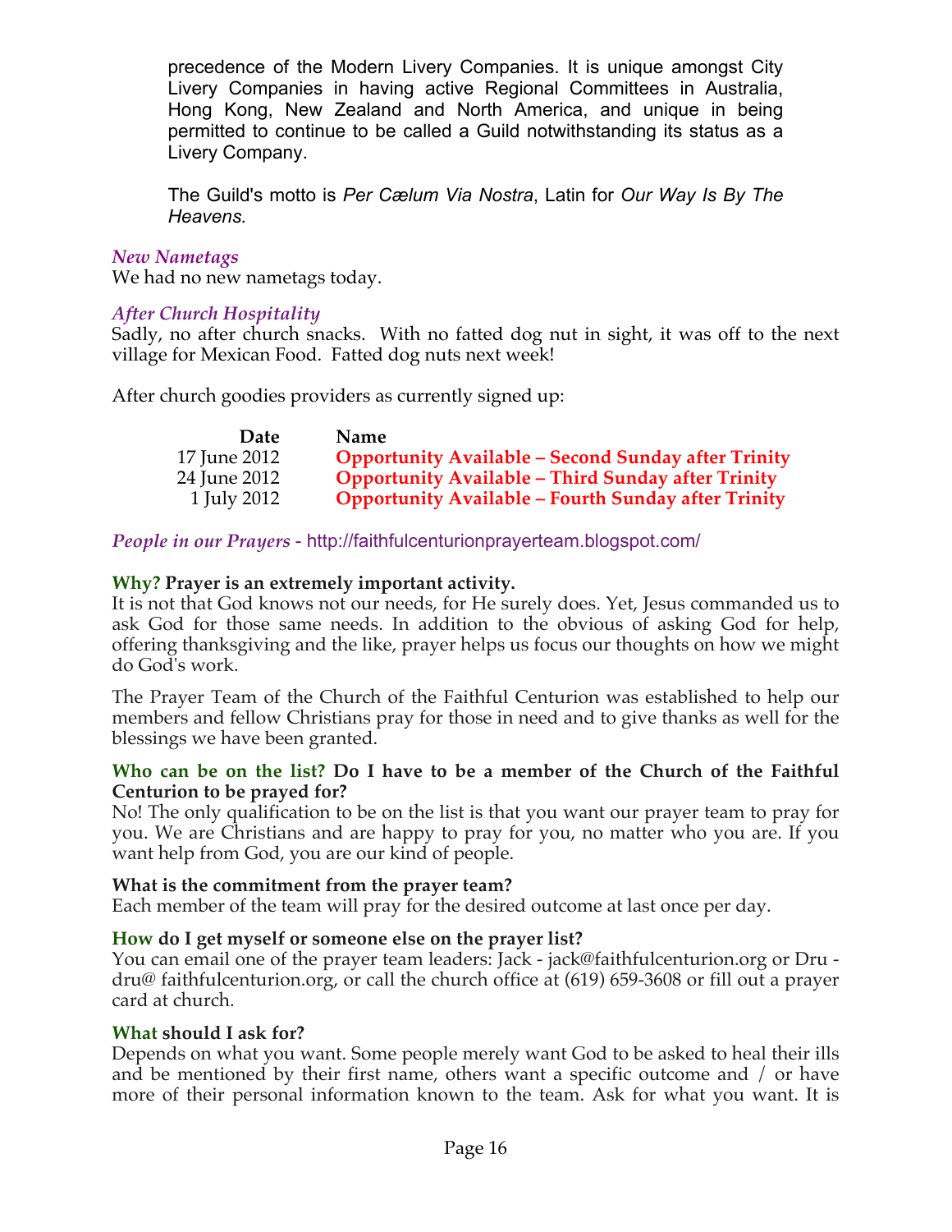precedence of the Modern Livery Companies. It is unique amongst City Livery Companies in having active Regional Committees in Australia, Hong Kong, New Zealand and North America, and unique in being permitted to continue to be called a Guild notwithstanding its status as a Livery Company.

The Guild's motto is *Per Cælum Via Nostra*, Latin for *Our Way Is By The Heavens.*

### *New Nametags*

We had no new nametags today.

### *After Church Hospitality*

Sadly, no after church snacks. With no fatted dog nut in sight, it was off to the next village for Mexican Food. Fatted dog nuts next week!

After church goodies providers as currently signed up:

| Date | Name |
|---|---|
| 17 June 2012 | **Opportunity Available – Second Sunday after Trinity** |
| 24 June 2012 | **Opportunity Available – Third Sunday after Trinity** |
| 1 July 2012 | **Opportunity Available – Fourth Sunday after Trinity** |

### *People in our Prayers* - http://faithfulcenturionprayerteam.blogspot.com/

**Why? Prayer is an extremely important activity.**

It is not that God knows not our needs, for He surely does. Yet, Jesus commanded us to ask God for those same needs. In addition to the obvious of asking God for help, offering thanksgiving and the like, prayer helps us focus our thoughts on how we might do God's work.

The Prayer Team of the Church of the Faithful Centurion was established to help our members and fellow Christians pray for those in need and to give thanks as well for the blessings we have been granted.

**Who can be on the list? Do I have to be a member of the Church of the Faithful Centurion to be prayed for?**

No! The only qualification to be on the list is that you want our prayer team to pray for you. We are Christians and are happy to pray for you, no matter who you are. If you want help from God, you are our kind of people.

**What is the commitment from the prayer team?**

Each member of the team will pray for the desired outcome at last once per day.

**How do I get myself or someone else on the prayer list?**

You can email one of the prayer team leaders: Jack - jack@faithfulcenturion.org or Dru - dru@ faithfulcenturion.org, or call the church office at (619) 659-3608 or fill out a prayer card at church.

**What should I ask for?**

Depends on what you want. Some people merely want God to be asked to heal their ills and be mentioned by their first name, others want a specific outcome and / or have more of their personal information known to the team. Ask for what you want. It is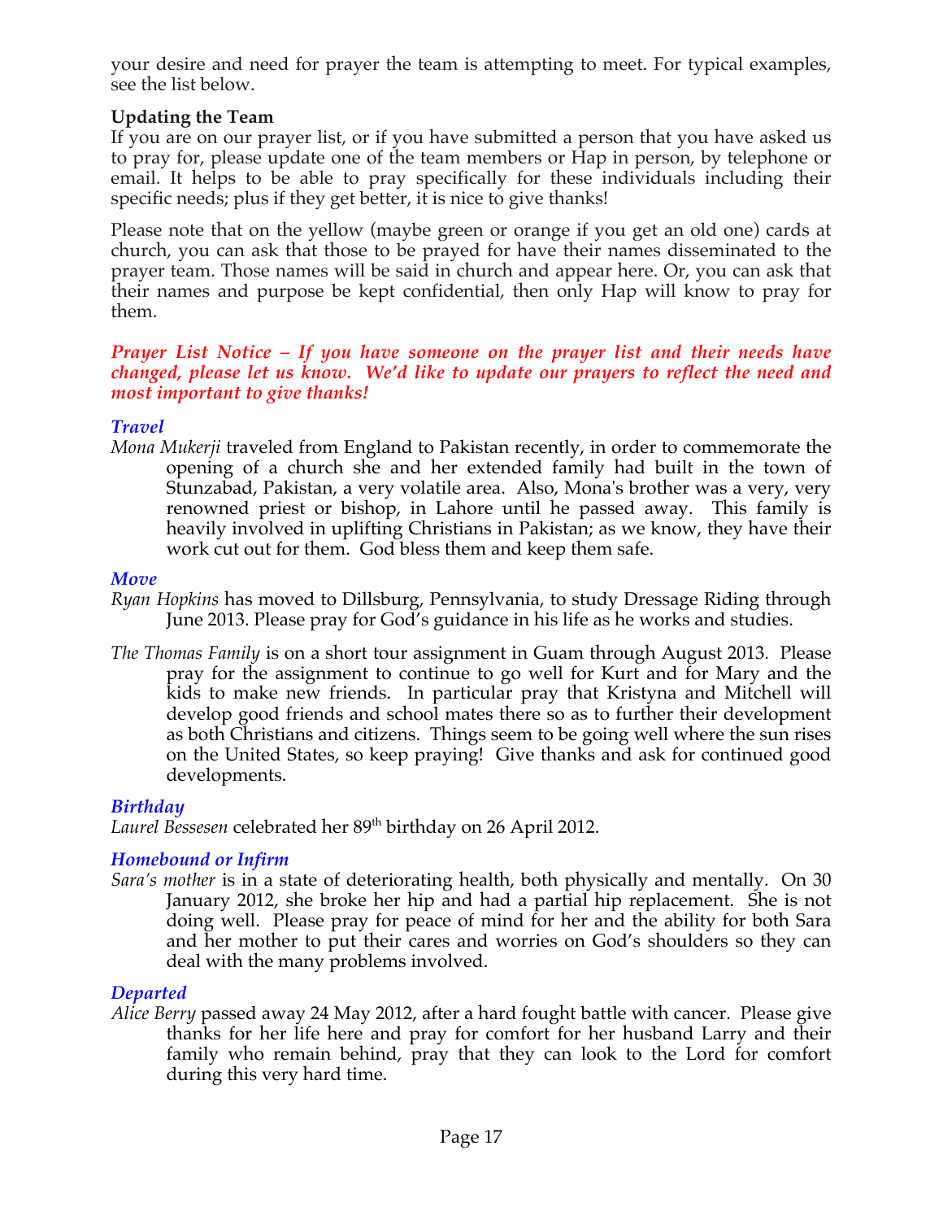your desire and need for prayer the team is attempting to meet. For typical examples, see the list below.

**Updating the Team**

If you are on our prayer list, or if you have submitted a person that you have asked us to pray for, please update one of the team members or Hap in person, by telephone or email. It helps to be able to pray specifically for these individuals including their specific needs; plus if they get better, it is nice to give thanks!

Please note that on the yellow (maybe green or orange if you get an old one) cards at church, you can ask that those to be prayed for have their names disseminated to the prayer team. Those names will be said in church and appear here. Or, you can ask that their names and purpose be kept confidential, then only Hap will know to pray for them.

***Prayer List Notice – If you have someone on the prayer list and their needs have changed, please let us know. We'd like to update our prayers to reflect the need and most important to give thanks!***

### *Travel*

*Mona Mukerji* traveled from England to Pakistan recently, in order to commemorate the opening of a church she and her extended family had built in the town of Stunzabad, Pakistan, a very volatile area. Also, Mona's brother was a very, very renowned priest or bishop, in Lahore until he passed away. This family is heavily involved in uplifting Christians in Pakistan; as we know, they have their work cut out for them. God bless them and keep them safe.

### *Move*

*Ryan Hopkins* has moved to Dillsburg, Pennsylvania, to study Dressage Riding through June 2013. Please pray for God's guidance in his life as he works and studies.

*The Thomas Family* is on a short tour assignment in Guam through August 2013. Please pray for the assignment to continue to go well for Kurt and for Mary and the kids to make new friends. In particular pray that Kristyna and Mitchell will develop good friends and school mates there so as to further their development as both Christians and citizens. Things seem to be going well where the sun rises on the United States, so keep praying! Give thanks and ask for continued good developments.

### *Birthday*

*Laurel Bessesen* celebrated her 89th birthday on 26 April 2012.

### *Homebound or Infirm*

*Sara's mother* is in a state of deteriorating health, both physically and mentally. On 30 January 2012, she broke her hip and had a partial hip replacement. She is not doing well. Please pray for peace of mind for her and the ability for both Sara and her mother to put their cares and worries on God's shoulders so they can deal with the many problems involved.

### *Departed*

*Alice Berry* passed away 24 May 2012, after a hard fought battle with cancer. Please give thanks for her life here and pray for comfort for her husband Larry and their family who remain behind, pray that they can look to the Lord for comfort during this very hard time.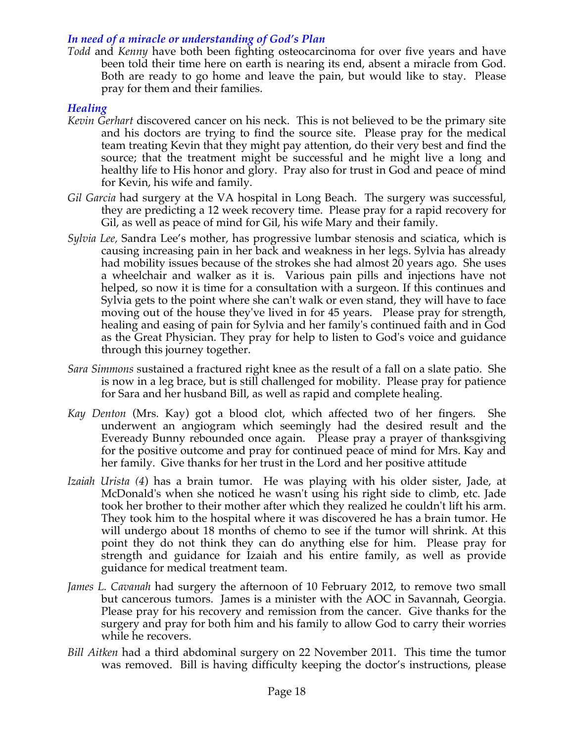### *In need of a miracle or understanding of God's Plan*

*Todd* and *Kenny* have both been fighting osteocarcinoma for over five years and have been told their time here on earth is nearing its end, absent a miracle from God. Both are ready to go home and leave the pain, but would like to stay. Please pray for them and their families.

### *Healing*

*Kevin Gerhart* discovered cancer on his neck. This is not believed to be the primary site and his doctors are trying to find the source site. Please pray for the medical team treating Kevin that they might pay attention, do their very best and find the source; that the treatment might be successful and he might live a long and healthy life to His honor and glory. Pray also for trust in God and peace of mind for Kevin, his wife and family.

*Gil Garcia* had surgery at the VA hospital in Long Beach. The surgery was successful, they are predicting a 12 week recovery time. Please pray for a rapid recovery for Gil, as well as peace of mind for Gil, his wife Mary and their family.

*Sylvia Lee,* Sandra Lee's mother, has progressive lumbar stenosis and sciatica, which is causing increasing pain in her back and weakness in her legs. Sylvia has already had mobility issues because of the strokes she had almost 20 years ago. She uses a wheelchair and walker as it is. Various pain pills and injections have not helped, so now it is time for a consultation with a surgeon. If this continues and Sylvia gets to the point where she can't walk or even stand, they will have to face moving out of the house they've lived in for 45 years. Please pray for strength, healing and easing of pain for Sylvia and her family's continued faith and in God as the Great Physician. They pray for help to listen to God's voice and guidance through this journey together.

*Sara Simmons* sustained a fractured right knee as the result of a fall on a slate patio. She is now in a leg brace, but is still challenged for mobility. Please pray for patience for Sara and her husband Bill, as well as rapid and complete healing.

*Kay Denton* (Mrs. Kay) got a blood clot, which affected two of her fingers. She underwent an angiogram which seemingly had the desired result and the Eveready Bunny rebounded once again. Please pray a prayer of thanksgiving for the positive outcome and pray for continued peace of mind for Mrs. Kay and her family. Give thanks for her trust in the Lord and her positive attitude

*Izaiah Urista (4*) has a brain tumor. He was playing with his older sister, Jade, at McDonald's when she noticed he wasn't using his right side to climb, etc. Jade took her brother to their mother after which they realized he couldn't lift his arm. They took him to the hospital where it was discovered he has a brain tumor. He will undergo about 18 months of chemo to see if the tumor will shrink. At this point they do not think they can do anything else for him. Please pray for strength and guidance for Izaiah and his entire family, as well as provide guidance for medical treatment team.

*James L. Cavanah* had surgery the afternoon of 10 February 2012, to remove two small but cancerous tumors. James is a minister with the AOC in Savannah, Georgia. Please pray for his recovery and remission from the cancer. Give thanks for the surgery and pray for both him and his family to allow God to carry their worries while he recovers.

*Bill Aitken* had a third abdominal surgery on 22 November 2011. This time the tumor was removed. Bill is having difficulty keeping the doctor's instructions, please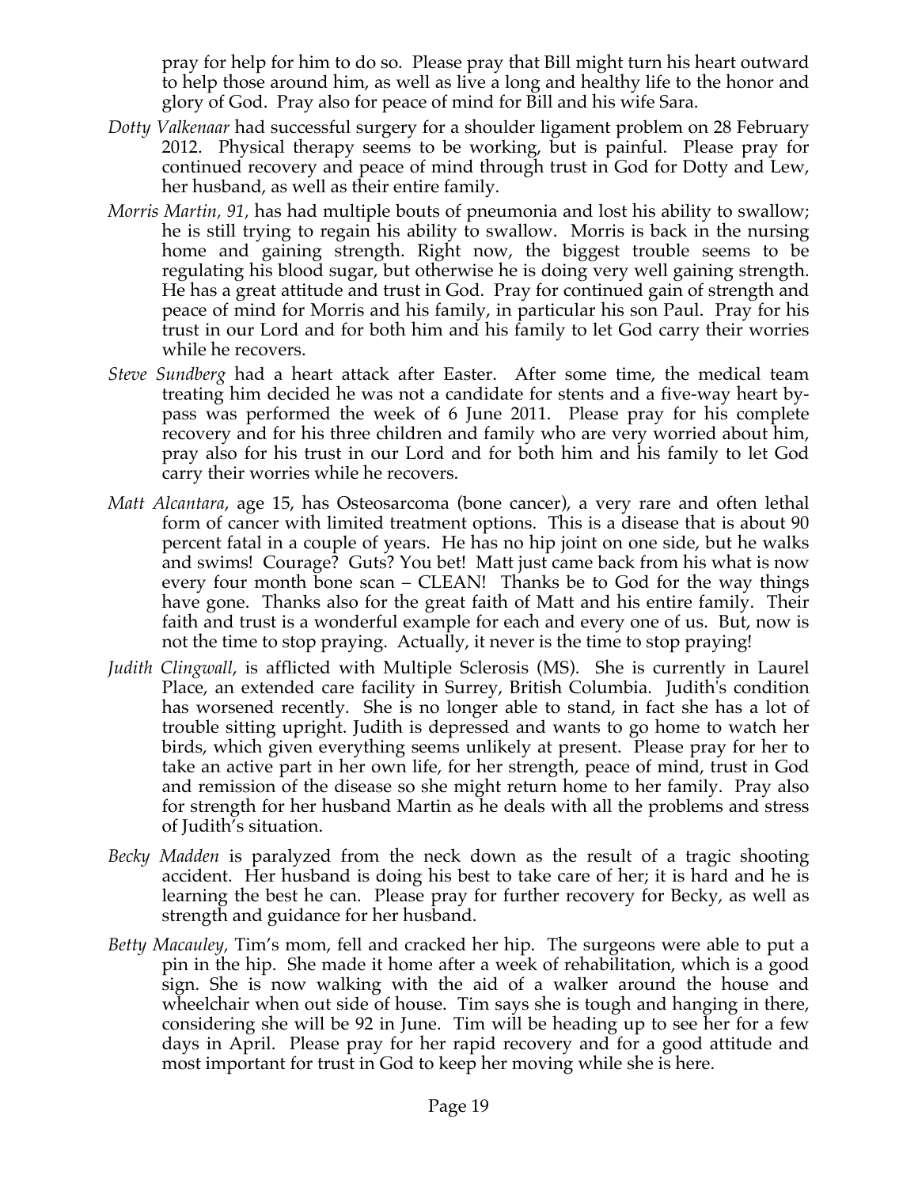pray for help for him to do so. Please pray that Bill might turn his heart outward to help those around him, as well as live a long and healthy life to the honor and glory of God. Pray also for peace of mind for Bill and his wife Sara.

*Dotty Valkenaar* had successful surgery for a shoulder ligament problem on 28 February 2012. Physical therapy seems to be working, but is painful. Please pray for continued recovery and peace of mind through trust in God for Dotty and Lew, her husband, as well as their entire family.

*Morris Martin, 91,* has had multiple bouts of pneumonia and lost his ability to swallow; he is still trying to regain his ability to swallow. Morris is back in the nursing home and gaining strength. Right now, the biggest trouble seems to be regulating his blood sugar, but otherwise he is doing very well gaining strength. He has a great attitude and trust in God. Pray for continued gain of strength and peace of mind for Morris and his family, in particular his son Paul. Pray for his trust in our Lord and for both him and his family to let God carry their worries while he recovers.

*Steve Sundberg* had a heart attack after Easter. After some time, the medical team treating him decided he was not a candidate for stents and a five-way heart by-pass was performed the week of 6 June 2011. Please pray for his complete recovery and for his three children and family who are very worried about him, pray also for his trust in our Lord and for both him and his family to let God carry their worries while he recovers.

*Matt Alcantara*, age 15, has Osteosarcoma (bone cancer), a very rare and often lethal form of cancer with limited treatment options. This is a disease that is about 90 percent fatal in a couple of years. He has no hip joint on one side, but he walks and swims! Courage? Guts? You bet! Matt just came back from his what is now every four month bone scan – CLEAN! Thanks be to God for the way things have gone. Thanks also for the great faith of Matt and his entire family. Their faith and trust is a wonderful example for each and every one of us. But, now is not the time to stop praying. Actually, it never is the time to stop praying!

*Judith Clingwall*, is afflicted with Multiple Sclerosis (MS). She is currently in Laurel Place, an extended care facility in Surrey, British Columbia. Judith's condition has worsened recently. She is no longer able to stand, in fact she has a lot of trouble sitting upright. Judith is depressed and wants to go home to watch her birds, which given everything seems unlikely at present. Please pray for her to take an active part in her own life, for her strength, peace of mind, trust in God and remission of the disease so she might return home to her family. Pray also for strength for her husband Martin as he deals with all the problems and stress of Judith's situation.

*Becky Madden* is paralyzed from the neck down as the result of a tragic shooting accident. Her husband is doing his best to take care of her; it is hard and he is learning the best he can. Please pray for further recovery for Becky, as well as strength and guidance for her husband.

*Betty Macauley,* Tim's mom, fell and cracked her hip. The surgeons were able to put a pin in the hip. She made it home after a week of rehabilitation, which is a good sign. She is now walking with the aid of a walker around the house and wheelchair when out side of house. Tim says she is tough and hanging in there, considering she will be 92 in June. Tim will be heading up to see her for a few days in April. Please pray for her rapid recovery and for a good attitude and most important for trust in God to keep her moving while she is here.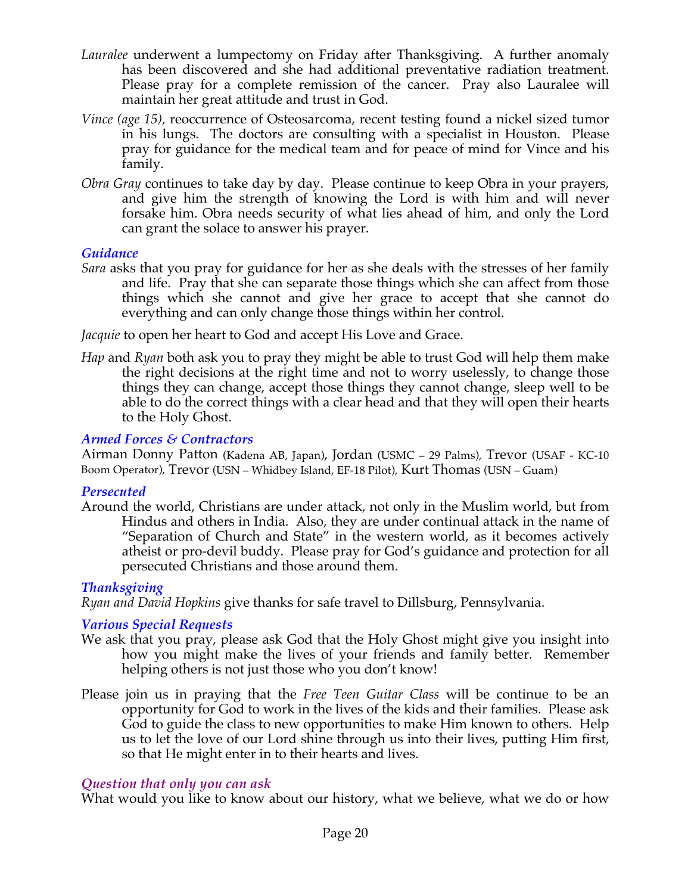*Lauralee* underwent a lumpectomy on Friday after Thanksgiving. A further anomaly has been discovered and she had additional preventative radiation treatment. Please pray for a complete remission of the cancer. Pray also Lauralee will maintain her great attitude and trust in God.

*Vince (age 15)*, reoccurrence of Osteosarcoma, recent testing found a nickel sized tumor in his lungs. The doctors are consulting with a specialist in Houston. Please pray for guidance for the medical team and for peace of mind for Vince and his family.

*Obra Gray* continues to take day by day. Please continue to keep Obra in your prayers, and give him the strength of knowing the Lord is with him and will never forsake him. Obra needs security of what lies ahead of him, and only the Lord can grant the solace to answer his prayer.

### *Guidance*

*Sara* asks that you pray for guidance for her as she deals with the stresses of her family and life. Pray that she can separate those things which she can affect from those things which she cannot and give her grace to accept that she cannot do everything and can only change those things within her control.

*Jacquie* to open her heart to God and accept His Love and Grace.

*Hap* and *Ryan* both ask you to pray they might be able to trust God will help them make the right decisions at the right time and not to worry uselessly, to change those things they can change, accept those things they cannot change, sleep well to be able to do the correct things with a clear head and that they will open their hearts to the Holy Ghost.

### *Armed Forces & Contractors*

Airman Donny Patton (Kadena AB, Japan), Jordan (USMC – 29 Palms), Trevor (USAF - KC-10 Boom Operator), Trevor (USN – Whidbey Island, EF-18 Pilot), Kurt Thomas (USN – Guam)

### *Persecuted*

Around the world, Christians are under attack, not only in the Muslim world, but from Hindus and others in India. Also, they are under continual attack in the name of “Separation of Church and State” in the western world, as it becomes actively atheist or pro-devil buddy. Please pray for God’s guidance and protection for all persecuted Christians and those around them.

### *Thanksgiving*

*Ryan and David Hopkins* give thanks for safe travel to Dillsburg, Pennsylvania.

### *Various Special Requests*

We ask that you pray, please ask God that the Holy Ghost might give you insight into how you might make the lives of your friends and family better. Remember helping others is not just those who you don’t know!

Please join us in praying that the *Free Teen Guitar Class* will be continue to be an opportunity for God to work in the lives of the kids and their families. Please ask God to guide the class to new opportunities to make Him known to others. Help us to let the love of our Lord shine through us into their lives, putting Him first, so that He might enter in to their hearts and lives.

### *Question that only you can ask*

What would you like to know about our history, what we believe, what we do or how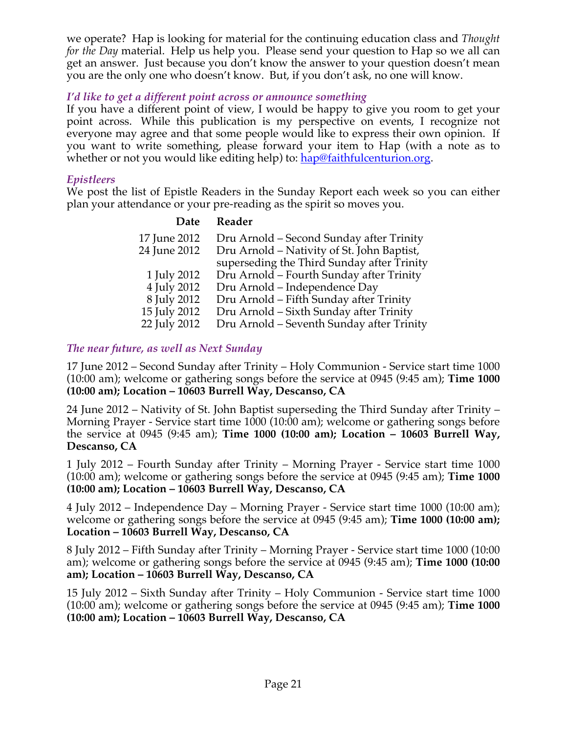we operate? Hap is looking for material for the continuing education class and *Thought for the Day* material. Help us help you. Please send your question to Hap so we all can get an answer. Just because you don't know the answer to your question doesn't mean you are the only one who doesn't know. But, if you don't ask, no one will know.

### *I'd like to get a different point across or announce something*

If you have a different point of view, I would be happy to give you room to get your point across. While this publication is my perspective on events, I recognize not everyone may agree and that some people would like to express their own opinion. If you want to write something, please forward your item to Hap (with a note as to whether or not you would like editing help) to: hap@faithfulcenturion.org.

### *Epistleers*

We post the list of Epistle Readers in the Sunday Report each week so you can either plan your attendance or your pre-reading as the spirit so moves you.

| Date | Reader |
|---|---|
| 17 June 2012 | Dru Arnold – Second Sunday after Trinity |
| 24 June 2012 | Dru Arnold – Nativity of St. John Baptist, superseding the Third Sunday after Trinity |
| 1 July 2012 | Dru Arnold – Fourth Sunday after Trinity |
| 4 July 2012 | Dru Arnold – Independence Day |
| 8 July 2012 | Dru Arnold – Fifth Sunday after Trinity |
| 15 July 2012 | Dru Arnold – Sixth Sunday after Trinity |
| 22 July 2012 | Dru Arnold – Seventh Sunday after Trinity |

### *The near future, as well as Next Sunday*

17 June 2012 – Second Sunday after Trinity – Holy Communion - Service start time 1000 (10:00 am); welcome or gathering songs before the service at 0945 (9:45 am); **Time 1000 (10:00 am); Location – 10603 Burrell Way, Descanso, CA**

24 June 2012 – Nativity of St. John Baptist superseding the Third Sunday after Trinity – Morning Prayer - Service start time 1000 (10:00 am); welcome or gathering songs before the service at 0945 (9:45 am); **Time 1000 (10:00 am); Location – 10603 Burrell Way, Descanso, CA**

1 July 2012 – Fourth Sunday after Trinity – Morning Prayer - Service start time 1000 (10:00 am); welcome or gathering songs before the service at 0945 (9:45 am); **Time 1000 (10:00 am); Location – 10603 Burrell Way, Descanso, CA**

4 July 2012 – Independence Day – Morning Prayer - Service start time 1000 (10:00 am); welcome or gathering songs before the service at 0945 (9:45 am); **Time 1000 (10:00 am); Location – 10603 Burrell Way, Descanso, CA**

8 July 2012 – Fifth Sunday after Trinity – Morning Prayer - Service start time 1000 (10:00 am); welcome or gathering songs before the service at 0945 (9:45 am); **Time 1000 (10:00 am); Location – 10603 Burrell Way, Descanso, CA**

15 July 2012 – Sixth Sunday after Trinity – Holy Communion - Service start time 1000 (10:00 am); welcome or gathering songs before the service at 0945 (9:45 am); **Time 1000 (10:00 am); Location – 10603 Burrell Way, Descanso, CA**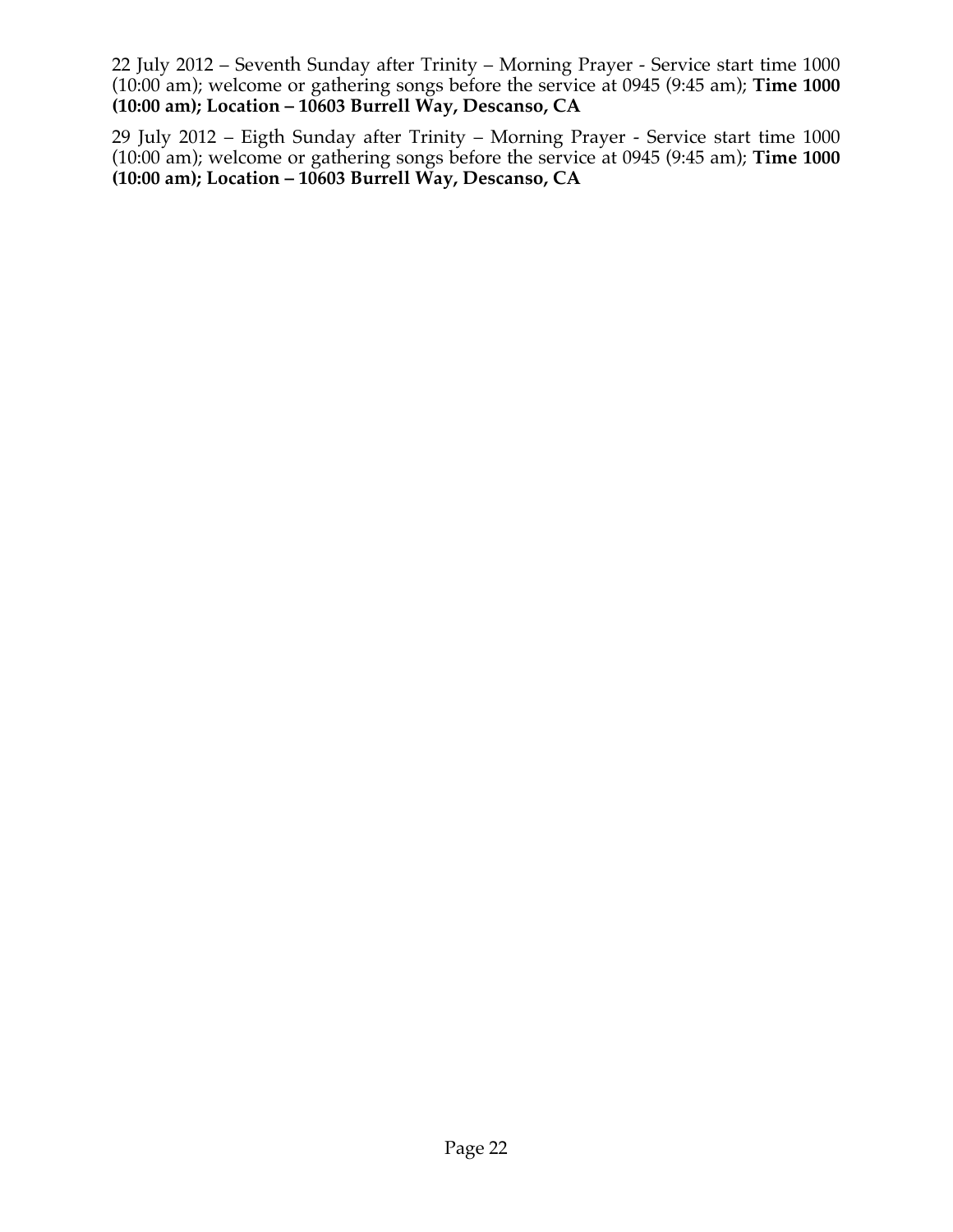22 July 2012 – Seventh Sunday after Trinity – Morning Prayer - Service start time 1000 (10:00 am); welcome or gathering songs before the service at 0945 (9:45 am); **Time 1000 (10:00 am); Location – 10603 Burrell Way, Descanso, CA**

29 July 2012 – Eigth Sunday after Trinity – Morning Prayer - Service start time 1000 (10:00 am); welcome or gathering songs before the service at 0945 (9:45 am); **Time 1000 (10:00 am); Location – 10603 Burrell Way, Descanso, CA**